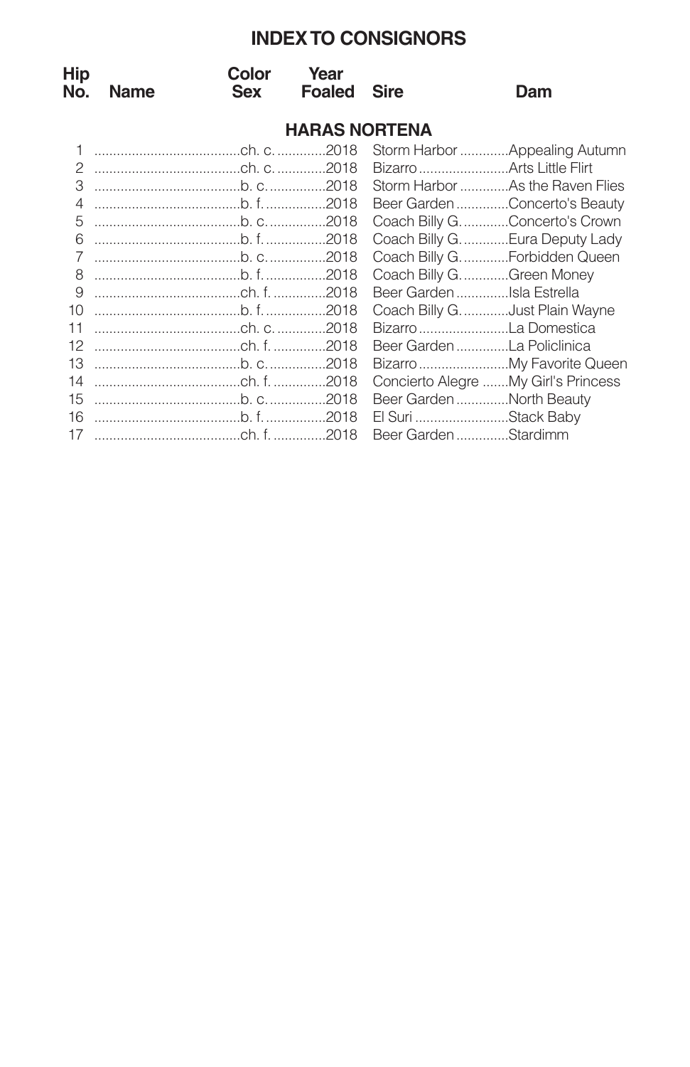# INDEX TO CONSIGNORS

## HARAS NORTENA

| Hip No. | Name | Color Sex | Year Foaled | Sire | Dam |
|---|---|---|---|---|---|
| 1 | | ch. c. | 2018 | Storm Harbor | Appealing Autumn |
| 2 | | ch. c. | 2018 | Bizarro | Arts Little Flirt |
| 3 | | b. c. | 2018 | Storm Harbor | As the Raven Flies |
| 4 | | b. f. | 2018 | Beer Garden | Concerto's Beauty |
| 5 | | b. c. | 2018 | Coach Billy G. | Concerto's Crown |
| 6 | | b. f. | 2018 | Coach Billy G. | Eura Deputy Lady |
| 7 | | b. c. | 2018 | Coach Billy G. | Forbidden Queen |
| 8 | | b. f. | 2018 | Coach Billy G. | Green Money |
| 9 | | ch. f. | 2018 | Beer Garden | Isla Estrella |
| 10 | | b. f. | 2018 | Coach Billy G. | Just Plain Wayne |
| 11 | | ch. c. | 2018 | Bizarro | La Domestica |
| 12 | | ch. f. | 2018 | Beer Garden | La Policlinica |
| 13 | | b. c. | 2018 | Bizarro | My Favorite Queen |
| 14 | | ch. f. | 2018 | Concierto Alegre | My Girl's Princess |
| 15 | | b. c. | 2018 | Beer Garden | North Beauty |
| 16 | | b. f. | 2018 | El Suri | Stack Baby |
| 17 | | ch. f. | 2018 | Beer Garden | Stardimm |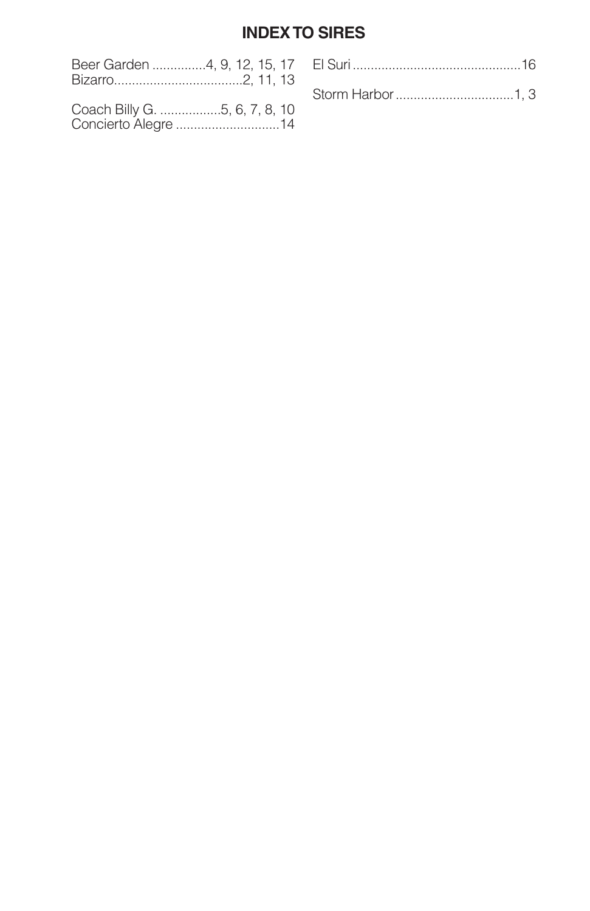# INDEX TO SIRES

Beer Garden ...............4, 9, 12, 15, 17
Bizarro....................................2, 11, 13

Coach Billy G. .................5, 6, 7, 8, 10
Concierto Alegre .............................14

El Suri ...............................................16

Storm Harbor .................................1, 3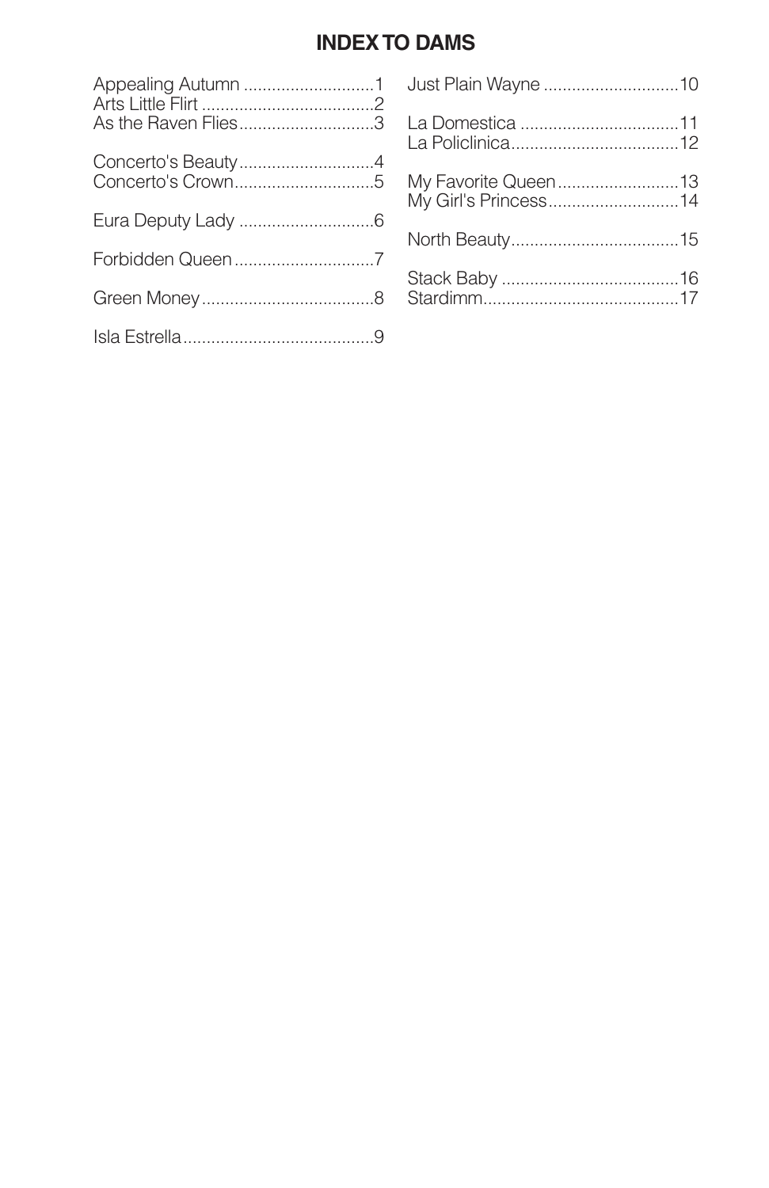## INDEX TO DAMS

Appealing Autumn ............................1
Arts Little Flirt ....................................2
As the Raven Flies............................3

Concerto's Beauty............................4
Concerto's Crown.............................5

Eura Deputy Lady ............................6

Forbidden Queen .............................7

Green Money ....................................8

Isla Estrella........................................9

Just Plain Wayne ............................10

La Domestica ..................................11
La Policlinica....................................12

My Favorite Queen..........................13
My Girl's Princess............................14

North Beauty....................................15

Stack Baby ......................................16
Stardimm..........................................17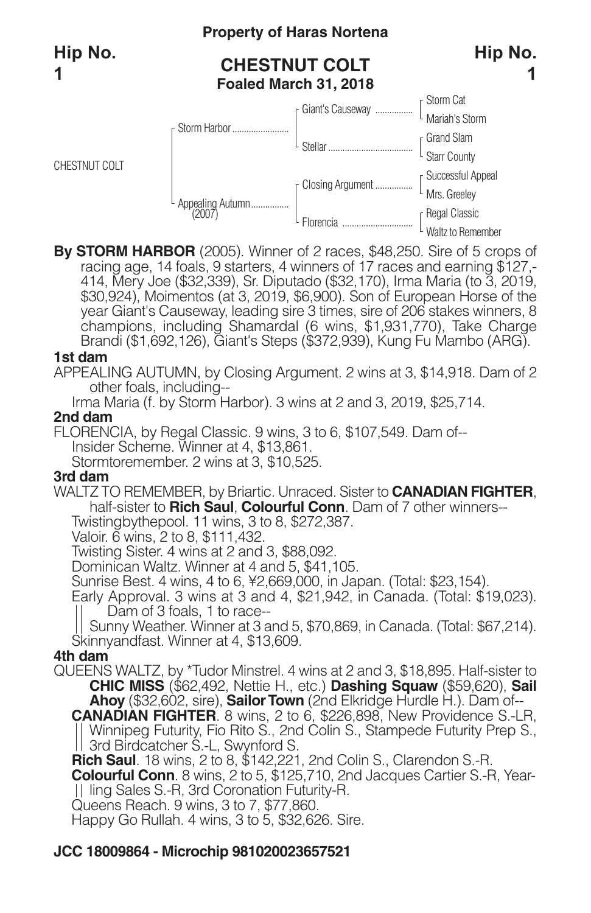**Property of Haras Nortena**

**Hip No. 1**

# CHESTNUT COLT

**Foaled March 31, 2018**

| | | | |
|---|---|---|---|
| CHESTNUT COLT | Storm Harbor | Giant's Causeway | Storm Cat |
| | | | Mariah's Storm |
| | | Stellar | Grand Slam |
| | | | Starr County |
| | Appealing Autumn (2007) | Closing Argument | Successful Appeal |
| | | | Mrs. Greeley |
| | | Florencia | Regal Classic |
| | | | Waltz to Remember |

**By STORM HARBOR** (2005). Winner of 2 races, $48,250. Sire of 5 crops of racing age, 14 foals, 9 starters, 4 winners of 17 races and earning $127,414, Mery Joe ($32,339), Sr. Diputado ($32,170), Irma Maria (to 3, 2019, $30,924), Moimentos (at 3, 2019, $6,900). Son of European Horse of the year Giant's Causeway, leading sire 3 times, sire of 206 stakes winners, 8 champions, including Shamardal (6 wins, $1,931,770), Take Charge Brandi ($1,692,126), Giant's Steps ($372,939), Kung Fu Mambo (ARG).

**1st dam**

APPEALING AUTUMN, by Closing Argument. 2 wins at 3, $14,918. Dam of 2 other foals, including--

Irma Maria (f. by Storm Harbor). 3 wins at 2 and 3, 2019, $25,714.

**2nd dam**

FLORENCIA, by Regal Classic. 9 wins, 3 to 6, $107,549. Dam of--

Insider Scheme. Winner at 4, $13,861.

Stormtoremember. 2 wins at 3, $10,525.

**3rd dam**

WALTZ TO REMEMBER, by Briartic. Unraced. Sister to **CANADIAN FIGHTER**, half-sister to **Rich Saul**, **Colourful Conn**. Dam of 7 other winners--

Twistingbythepool. 11 wins, 3 to 8, $272,387.

Valoir. 6 wins, 2 to 8, $111,432.

Twisting Sister. 4 wins at 2 and 3, $88,092.

Dominican Waltz. Winner at 4 and 5, $41,105.

Sunrise Best. 4 wins, 4 to 6, ¥2,669,000, in Japan. (Total: $23,154).

Early Approval. 3 wins at 3 and 4, $21,942, in Canada. (Total: $19,023). Dam of 3 foals, 1 to race--

Sunny Weather. Winner at 3 and 5, $70,869, in Canada. (Total: $67,214).

Skinnyandfast. Winner at 4, $13,609.

**4th dam**

QUEENS WALTZ, by *Tudor Minstrel. 4 wins at 2 and 3, $18,895. Half-sister to **CHIC MISS** ($62,492, Nettie H., etc.) **Dashing Squaw** ($59,620), **Sail Ahoy** ($32,602, sire), **Sailor Town** (2nd Elkridge Hurdle H.). Dam of--

**CANADIAN FIGHTER**. 8 wins, 2 to 6, $226,898, New Providence S.-LR, Winnipeg Futurity, Fio Rito S., 2nd Colin S., Stampede Futurity Prep S., 3rd Birdcatcher S.-L, Swynford S.

**Rich Saul**. 18 wins, 2 to 8, $142,221, 2nd Colin S., Clarendon S.-R.

**Colourful Conn**. 8 wins, 2 to 5, $125,710, 2nd Jacques Cartier S.-R, Yearling Sales S.-R, 3rd Coronation Futurity-R.

Queens Reach. 9 wins, 3 to 7, $77,860.

Happy Go Rullah. 4 wins, 3 to 5, $32,626. Sire.

**JCC 18009864 - Microchip 981020023657521**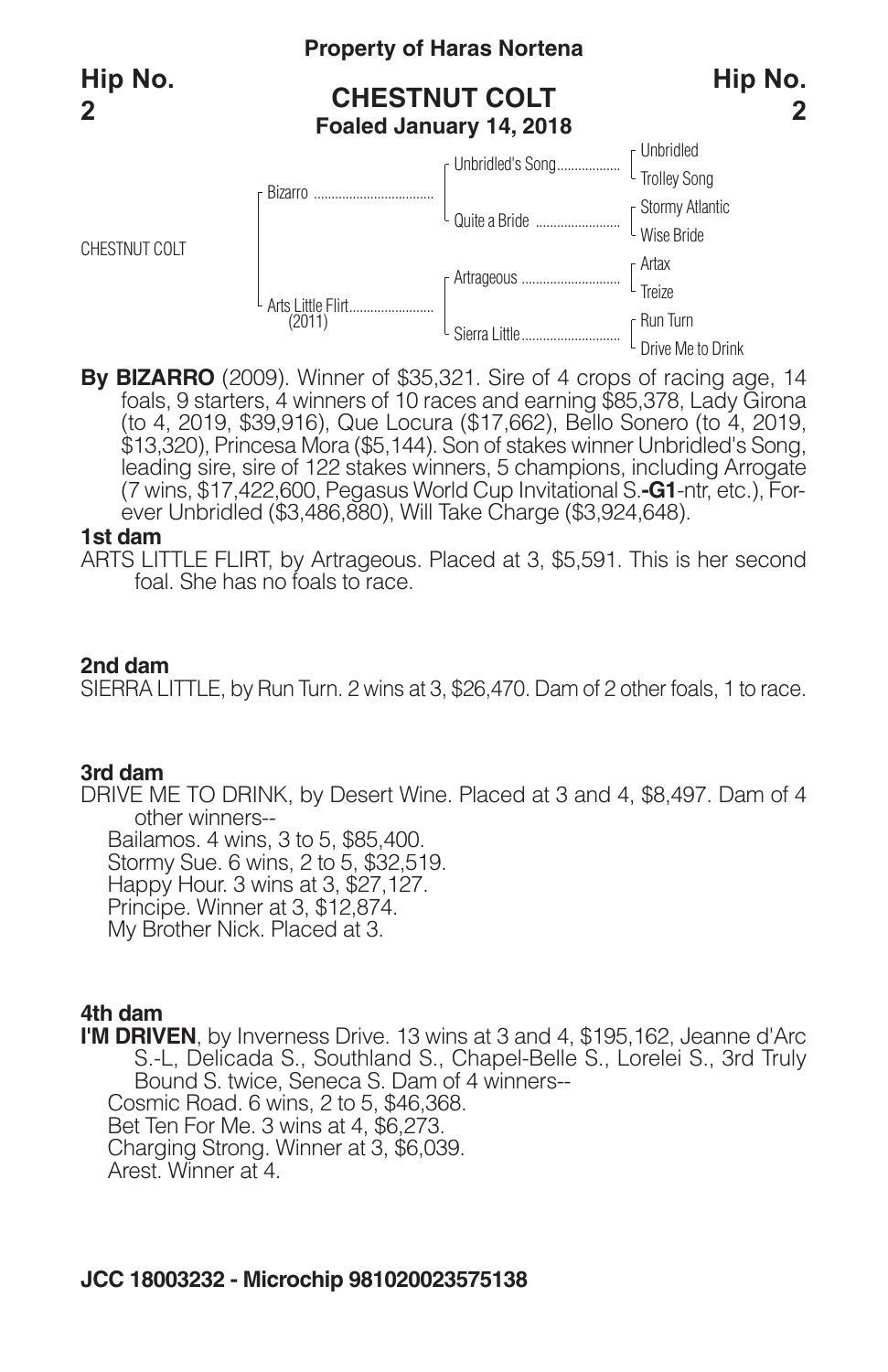**Property of Haras Nortena**

**Hip No. 2**

## CHESTNUT COLT
**Foaled January 14, 2018**

| | | | |
|---|---|---|---|
| CHESTNUT COLT | Bizarro | Unbridled's Song | Unbridled |
| | | | Trolley Song |
| | | Quite a Bride | Stormy Atlantic |
| | | | Wise Bride |
| | Arts Little Flirt (2011) | Artrageous | Artax |
| | | | Treize |
| | | Sierra Little | Run Turn |
| | | | Drive Me to Drink |

**By BIZARRO** (2009). Winner of $35,321. Sire of 4 crops of racing age, 14 foals, 9 starters, 4 winners of 10 races and earning $85,378, Lady Girona (to 4, 2019, $39,916), Que Locura ($17,662), Bello Sonero (to 4, 2019, $13,320), Princesa Mora ($5,144). Son of stakes winner Unbridled's Song, leading sire, sire of 122 stakes winners, 5 champions, including Arrogate (7 wins, $17,422,600, Pegasus World Cup Invitational S.**-G1**-ntr, etc.), Forever Unbridled ($3,486,880), Will Take Charge ($3,924,648).

**1st dam**

ARTS LITTLE FLIRT, by Artrageous. Placed at 3, $5,591. This is her second foal. She has no foals to race.

**2nd dam**

SIERRA LITTLE, by Run Turn. 2 wins at 3, $26,470. Dam of 2 other foals, 1 to race.

**3rd dam**

DRIVE ME TO DRINK, by Desert Wine. Placed at 3 and 4, $8,497. Dam of 4 other winners--

Bailamos. 4 wins, 3 to 5, $85,400.
Stormy Sue. 6 wins, 2 to 5, $32,519.
Happy Hour. 3 wins at 3, $27,127.
Principe. Winner at 3, $12,874.
My Brother Nick. Placed at 3.

**4th dam**

**I'M DRIVEN**, by Inverness Drive. 13 wins at 3 and 4, $195,162, Jeanne d'Arc S.-L, Delicada S., Southland S., Chapel-Belle S., Lorelei S., 3rd Truly Bound S. twice, Seneca S. Dam of 4 winners--

Cosmic Road. 6 wins, 2 to 5, $46,368.
Bet Ten For Me. 3 wins at 4, $6,273.
Charging Strong. Winner at 3, $6,039.
Arest. Winner at 4.

**JCC 18003232 - Microchip 981020023575138**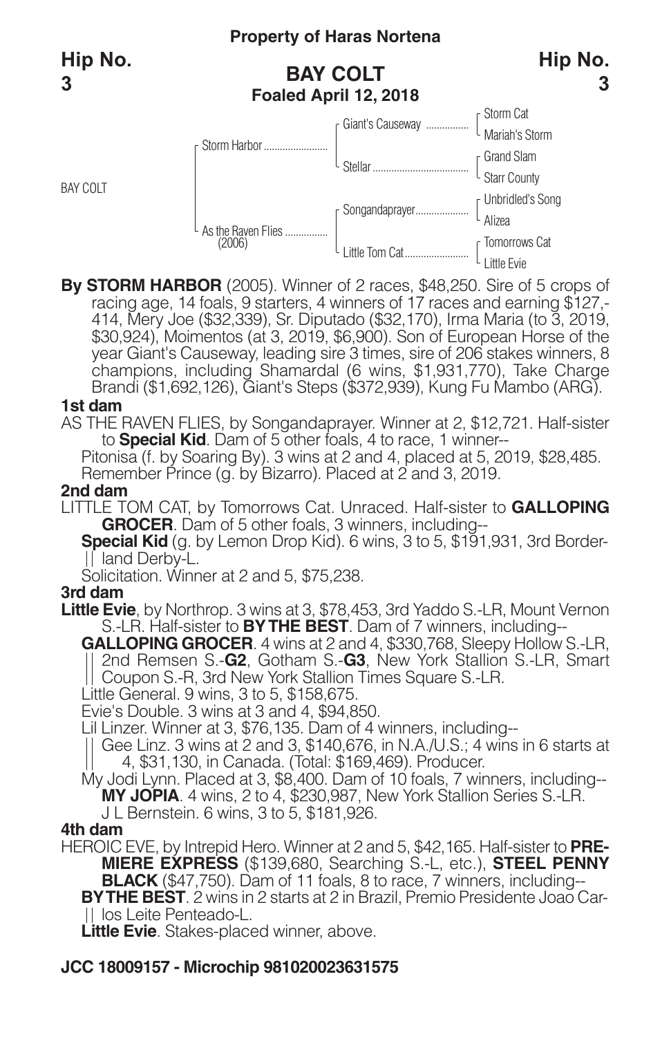**Property of Haras Nortena**

**Hip No. 3**

## BAY COLT
**Foaled April 12, 2018**

| | | | |
|---|---|---|---|
| BAY COLT | Storm Harbor | Giant's Causeway | Storm Cat |
| | | | Mariah's Storm |
| | | Stellar | Grand Slam |
| | | | Starr County |
| | As the Raven Flies (2006) | Songandaprayer | Unbridled's Song |
| | | | Alizea |
| | | Little Tom Cat | Tomorrows Cat |
| | | | Little Evie |

**By STORM HARBOR** (2005). Winner of 2 races, $48,250. Sire of 5 crops of racing age, 14 foals, 9 starters, 4 winners of 17 races and earning $127,-414, Mery Joe ($32,339), Sr. Diputado ($32,170), Irma Maria (to 3, 2019, $30,924), Moimentos (at 3, 2019, $6,900). Son of European Horse of the year Giant's Causeway, leading sire 3 times, sire of 206 stakes winners, 8 champions, including Shamardal (6 wins, $1,931,770), Take Charge Brandi ($1,692,126), Giant's Steps ($372,939), Kung Fu Mambo (ARG).

**1st dam**

AS THE RAVEN FLIES, by Songandaprayer. Winner at 2, $12,721. Half-sister to **Special Kid**. Dam of 5 other foals, 4 to race, 1 winner--

Pitonisa (f. by Soaring By). 3 wins at 2 and 4, placed at 5, 2019, $28,485.

Remember Prince (g. by Bizarro). Placed at 2 and 3, 2019.

**2nd dam**

LITTLE TOM CAT, by Tomorrows Cat. Unraced. Half-sister to **GALLOPING GROCER**. Dam of 5 other foals, 3 winners, including--

**Special Kid** (g. by Lemon Drop Kid). 6 wins, 3 to 5, $191,931, 3rd Borderland Derby-L.

Solicitation. Winner at 2 and 5, $75,238.

**3rd dam**

**Little Evie**, by Northrop. 3 wins at 3, $78,453, 3rd Yaddo S.-LR, Mount Vernon S.-LR. Half-sister to **BY THE BEST**. Dam of 7 winners, including--

**GALLOPING GROCER**. 4 wins at 2 and 4, $330,768, Sleepy Hollow S.-LR, 2nd Remsen S.-**G2**, Gotham S.-**G3**, New York Stallion S.-LR, Smart Coupon S.-R, 3rd New York Stallion Times Square S.-LR.

Little General. 9 wins, 3 to 5, $158,675.

Evie's Double. 3 wins at 3 and 4, $94,850.

Lil Linzer. Winner at 3, $76,135. Dam of 4 winners, including--

Gee Linz. 3 wins at 2 and 3, $140,676, in N.A./U.S.; 4 wins in 6 starts at 4, $31,130, in Canada. (Total: $169,469). Producer.

My Jodi Lynn. Placed at 3, $8,400. Dam of 10 foals, 7 winners, including--

**MY JOPIA**. 4 wins, 2 to 4, $230,987, New York Stallion Series S.-LR.

J L Bernstein. 6 wins, 3 to 5, $181,926.

**4th dam**

HEROIC EVE, by Intrepid Hero. Winner at 2 and 5, $42,165. Half-sister to **PREMIERE EXPRESS** ($139,680, Searching S.-L, etc.), **STEEL PENNY BLACK** ($47,750). Dam of 11 foals, 8 to race, 7 winners, including--

**BY THE BEST**. 2 wins in 2 starts at 2 in Brazil, Premio Presidente Joao Carlos Leite Penteado-L.

**Little Evie**. Stakes-placed winner, above.

**JCC 18009157 - Microchip 981020023631575**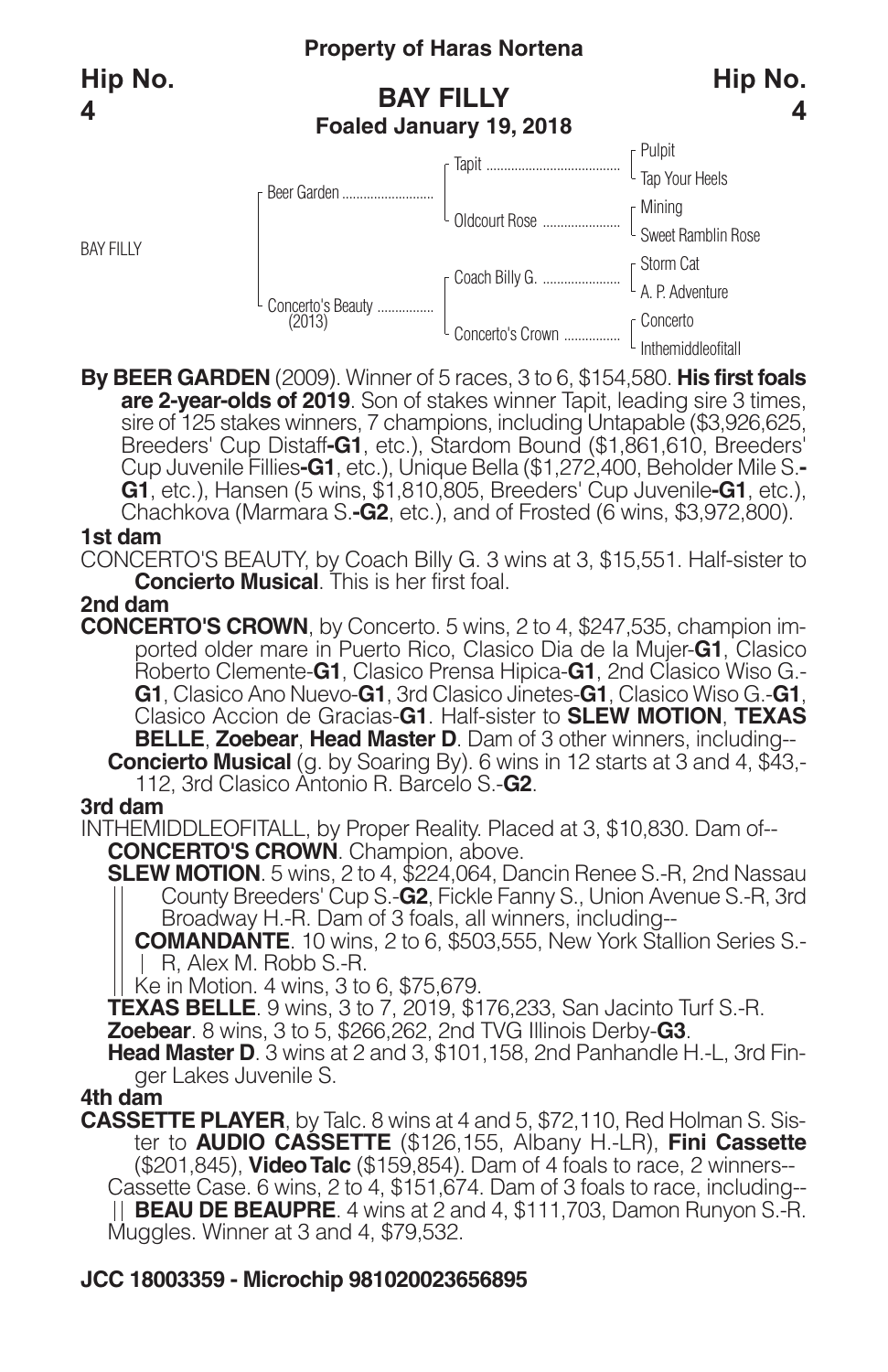**Property of Haras Nortena**

**Hip No. 4**

## BAY FILLY

**Foaled January 19, 2018**

| | | | |
|---|---|---|---|
| BAY FILLY | Beer Garden | Tapit | Pulpit |
| | | | Tap Your Heels |
| | | Oldcourt Rose | Mining |
| | | | Sweet Ramblin Rose |
| | Concerto's Beauty (2013) | Coach Billy G. | Storm Cat |
| | | | A. P. Adventure |
| | | Concerto's Crown | Concerto |
| | | | Inthemiddleofitall |

**By BEER GARDEN** (2009). Winner of 5 races, 3 to 6, $154,580. **His first foals are 2-year-olds of 2019**. Son of stakes winner Tapit, leading sire 3 times, sire of 125 stakes winners, 7 champions, including Untapable ($3,926,625, Breeders' Cup Distaff**-G1**, etc.), Stardom Bound ($1,861,610, Breeders' Cup Juvenile Fillies**-G1**, etc.), Unique Bella ($1,272,400, Beholder Mile S.**-G1**, etc.), Hansen (5 wins, $1,810,805, Breeders' Cup Juvenile**-G1**, etc.), Chachkova (Marmara S.**-G2**, etc.), and of Frosted (6 wins, $3,972,800).

**1st dam**

CONCERTO'S BEAUTY, by Coach Billy G. 3 wins at 3, $15,551. Half-sister to **Concierto Musical**. This is her first foal.

**2nd dam**

**CONCERTO'S CROWN**, by Concerto. 5 wins, 2 to 4, $247,535, champion imported older mare in Puerto Rico, Clasico Dia de la Mujer-**G1**, Clasico Roberto Clemente-**G1**, Clasico Prensa Hipica-**G1**, 2nd Clasico Wiso G.-**G1**, Clasico Ano Nuevo-**G1**, 3rd Clasico Jinetes-**G1**, Clasico Wiso G.-**G1**, Clasico Accion de Gracias-**G1**. Half-sister to **SLEW MOTION**, **TEXAS BELLE**, **Zoebear**, **Head Master D**. Dam of 3 other winners, including--

**Concierto Musical** (g. by Soaring By). 6 wins in 12 starts at 3 and 4, $43,-112, 3rd Clasico Antonio R. Barcelo S.-**G2**.

**3rd dam**

INTHEMIDDLEOFITALL, by Proper Reality. Placed at 3, $10,830. Dam of--

**CONCERTO'S CROWN**. Champion, above.

**SLEW MOTION**. 5 wins, 2 to 4, $224,064, Dancin Renee S.-R, 2nd Nassau County Breeders' Cup S.-**G2**, Fickle Fanny S., Union Avenue S.-R, 3rd Broadway H.-R. Dam of 3 foals, all winners, including--

**COMANDANTE**. 10 wins, 2 to 6, $503,555, New York Stallion Series S.-R, Alex M. Robb S.-R.

Ke in Motion. 4 wins, 3 to 6, $75,679.

**TEXAS BELLE**. 9 wins, 3 to 7, 2019, $176,233, San Jacinto Turf S.-R.

**Zoebear**. 8 wins, 3 to 5, $266,262, 2nd TVG Illinois Derby-**G3**.

**Head Master D**. 3 wins at 2 and 3, $101,158, 2nd Panhandle H.-L, 3rd Finger Lakes Juvenile S.

**4th dam**

**CASSETTE PLAYER**, by Talc. 8 wins at 4 and 5, $72,110, Red Holman S. Sister to **AUDIO CASSETTE** ($126,155, Albany H.-LR), **Fini Cassette** ($201,845), **Video Talc** ($159,854). Dam of 4 foals to race, 2 winners--

Cassette Case. 6 wins, 2 to 4, $151,674. Dam of 3 foals to race, including--

**BEAU DE BEAUPRE**. 4 wins at 2 and 4, $111,703, Damon Runyon S.-R.

Muggles. Winner at 3 and 4, $79,532.

**JCC 18003359 - Microchip 981020023656895**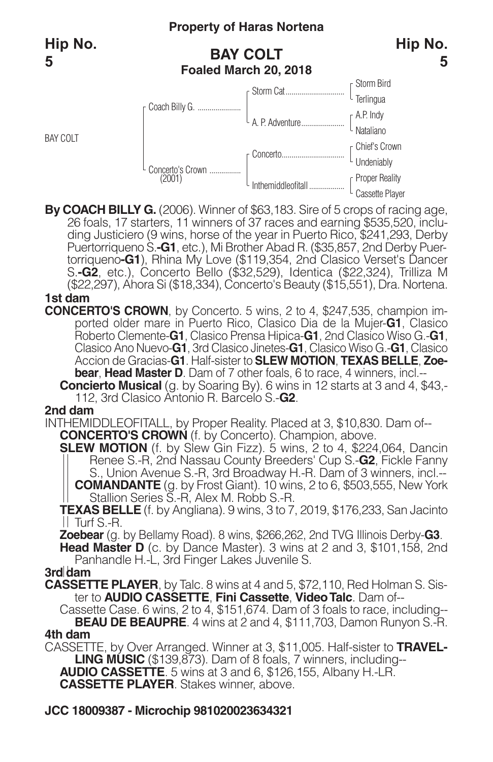**Property of Haras Nortena**

**Hip No. 5**

## BAY COLT
**Foaled March 20, 2018**

| | | | |
|---|---|---|---|
| BAY COLT | Coach Billy G. | Storm Cat | Storm Bird |
| | | | Terlingua |
| | | A. P. Adventure | A.P. Indy |
| | | | Nataliano |
| | Concerto's Crown (2001) | Concerto | Chief's Crown |
| | | | Undeniably |
| | | Inthemiddleofitall | Proper Reality |
| | | | Cassette Player |

**By COACH BILLY G.** (2006). Winner of $63,183. Sire of 5 crops of racing age, 26 foals, 17 starters, 11 winners of 37 races and earning $535,520, including Justiciero (9 wins, horse of the year in Puerto Rico, $241,293, Derby Puertorriqueno S.**-G1**, etc.), Mi Brother Abad R. ($35,857, 2nd Derby Puertorriqueno**-G1**), Rhina My Love ($119,354, 2nd Clasico Verset's Dancer S.**-G2**, etc.), Concerto Bello ($32,529), Identica ($22,324), Trilliza M ($22,297), Ahora Si ($18,334), Concerto's Beauty ($15,551), Dra. Nortena.

**1st dam**

**CONCERTO'S CROWN**, by Concerto. 5 wins, 2 to 4, $247,535, champion imported older mare in Puerto Rico, Clasico Dia de la Mujer-**G1**, Clasico Roberto Clemente-**G1**, Clasico Prensa Hipica-**G1**, 2nd Clasico Wiso G.-**G1**, Clasico Ano Nuevo-**G1**, 3rd Clasico Jinetes-**G1**, Clasico Wiso G.-**G1**, Clasico Accion de Gracias-**G1**. Half-sister to **SLEW MOTION**, **TEXAS BELLE**, **Zoebear**, **Head Master D**. Dam of 7 other foals, 6 to race, 4 winners, incl.--

**Concierto Musical** (g. by Soaring By). 6 wins in 12 starts at 3 and 4, $43,112, 3rd Clasico Antonio R. Barcelo S.-**G2**.

**2nd dam**

INTHEMIDDLEOFITALL, by Proper Reality. Placed at 3, $10,830. Dam of--

**CONCERTO'S CROWN** (f. by Concerto). Champion, above.

**SLEW MOTION** (f. by Slew Gin Fizz). 5 wins, 2 to 4, $224,064, Dancin Renee S.-R, 2nd Nassau County Breeders' Cup S.-**G2**, Fickle Fanny S., Union Avenue S.-R, 3rd Broadway H.-R. Dam of 3 winners, incl.--

**COMANDANTE** (g. by Frost Giant). 10 wins, 2 to 6, $503,555, New York Stallion Series S.-R, Alex M. Robb S.-R.

**TEXAS BELLE** (f. by Angliana). 9 wins, 3 to 7, 2019, $176,233, San Jacinto Turf S.-R.

**Zoebear** (g. by Bellamy Road). 8 wins, $266,262, 2nd TVG Illinois Derby-**G3**.

**Head Master D** (c. by Dance Master). 3 wins at 2 and 3, $101,158, 2nd Panhandle H.-L, 3rd Finger Lakes Juvenile S.

**3rd dam**

**CASSETTE PLAYER**, by Talc. 8 wins at 4 and 5, $72,110, Red Holman S. Sister to **AUDIO CASSETTE**, **Fini Cassette**, **Video Talc**. Dam of--

Cassette Case. 6 wins, 2 to 4, $151,674. Dam of 3 foals to race, including--

**BEAU DE BEAUPRE**. 4 wins at 2 and 4, $111,703, Damon Runyon S.-R.

**4th dam**

CASSETTE, by Over Arranged. Winner at 3, $11,005. Half-sister to **TRAVELLING MUSIC** ($139,873). Dam of 8 foals, 7 winners, including--

**AUDIO CASSETTE**. 5 wins at 3 and 6, $126,155, Albany H.-LR.

**CASSETTE PLAYER**. Stakes winner, above.

**JCC 18009387 - Microchip 981020023634321**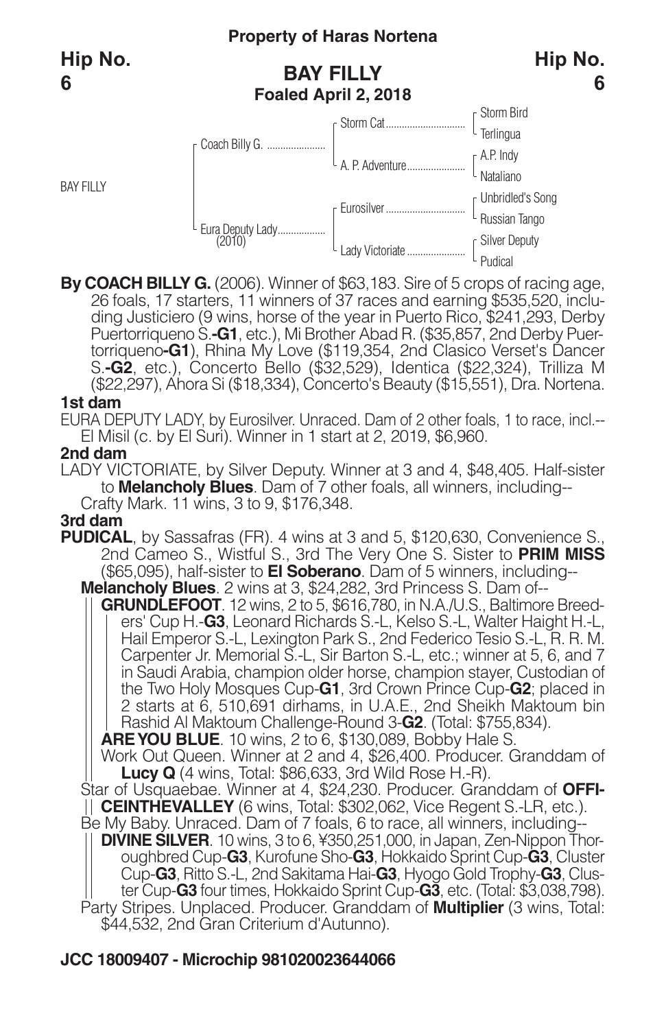**Property of Haras Nortena**

**Hip No. 6**

## BAY FILLY

**Foaled April 2, 2018**

| | | | |
|---|---|---|---|
| BAY FILLY | Coach Billy G. | Storm Cat | Storm Bird |
| | | | Terlingua |
| | | A. P. Adventure | A.P. Indy |
| | | | Nataliano |
| | Eura Deputy Lady (2010) | Eurosilver | Unbridled's Song |
| | | | Russian Tango |
| | | Lady Victoriate | Silver Deputy |
| | | | Pudical |

**By COACH BILLY G.** (2006). Winner of $63,183. Sire of 5 crops of racing age, 26 foals, 17 starters, 11 winners of 37 races and earning $535,520, including Justiciero (9 wins, horse of the year in Puerto Rico, $241,293, Derby Puertorriqueno S.-**G1**, etc.), Mi Brother Abad R. ($35,857, 2nd Derby Puertorriqueno-**G1**), Rhina My Love ($119,354, 2nd Clasico Verset's Dancer S.-**G2**, etc.), Concerto Bello ($32,529), Identica ($22,324), Trilliza M ($22,297), Ahora Si ($18,334), Concerto's Beauty ($15,551), Dra. Nortena.

**1st dam**

EURA DEPUTY LADY, by Eurosilver. Unraced. Dam of 2 other foals, 1 to race, incl.--

El Misil (c. by El Suri). Winner in 1 start at 2, 2019, $6,960.

**2nd dam**

LADY VICTORIATE, by Silver Deputy. Winner at 3 and 4, $48,405. Half-sister to **Melancholy Blues**. Dam of 7 other foals, all winners, including--

Crafty Mark. 11 wins, 3 to 9, $176,348.

**3rd dam**

**PUDICAL**, by Sassafras (FR). 4 wins at 3 and 5, $120,630, Convenience S., 2nd Cameo S., Wistful S., 3rd The Very One S. Sister to **PRIM MISS** ($65,095), half-sister to **El Soberano**. Dam of 5 winners, including--

**Melancholy Blues**. 2 wins at 3, $24,282, 3rd Princess S. Dam of--

**GRUNDLEFOOT**. 12 wins, 2 to 5, $616,780, in N.A./U.S., Baltimore Breeders' Cup H.-**G3**, Leonard Richards S.-L, Kelso S.-L, Walter Haight H.-L, Hail Emperor S.-L, Lexington Park S., 2nd Federico Tesio S.-L, R. R. M. Carpenter Jr. Memorial S.-L, Sir Barton S.-L, etc.; winner at 5, 6, and 7 in Saudi Arabia, champion older horse, champion stayer, Custodian of the Two Holy Mosques Cup-**G1**, 3rd Crown Prince Cup-**G2**; placed in 2 starts at 6, 510,691 dirhams, in U.A.E., 2nd Sheikh Maktoum bin Rashid Al Maktoum Challenge-Round 3-**G2**. (Total: $755,834).

**ARE YOU BLUE**. 10 wins, 2 to 6, $130,089, Bobby Hale S.

Work Out Queen. Winner at 2 and 4, $26,400. Producer. Granddam of **Lucy Q** (4 wins, Total: $86,633, 3rd Wild Rose H.-R).

Star of Usquaebae. Winner at 4, $24,230. Producer. Granddam of **OFFICEINTHEVALLEY** (6 wins, Total: $302,062, Vice Regent S.-LR, etc.).

Be My Baby. Unraced. Dam of 7 foals, 6 to race, all winners, including--

**DIVINE SILVER**. 10 wins, 3 to 6, ¥350,251,000, in Japan, Zen-Nippon Thoroughbred Cup-**G3**, Kurofune Sho-**G3**, Hokkaido Sprint Cup-**G3**, Cluster Cup-**G3**, Ritto S.-L, 2nd Sakitama Hai-**G3**, Hyogo Gold Trophy-**G3**, Cluster Cup-**G3** four times, Hokkaido Sprint Cup-**G3**, etc. (Total: $3,038,798).

Party Stripes. Unplaced. Producer. Granddam of **Multiplier** (3 wins, Total: $44,532, 2nd Gran Criterium d'Autunno).

**JCC 18009407 - Microchip 981020023644066**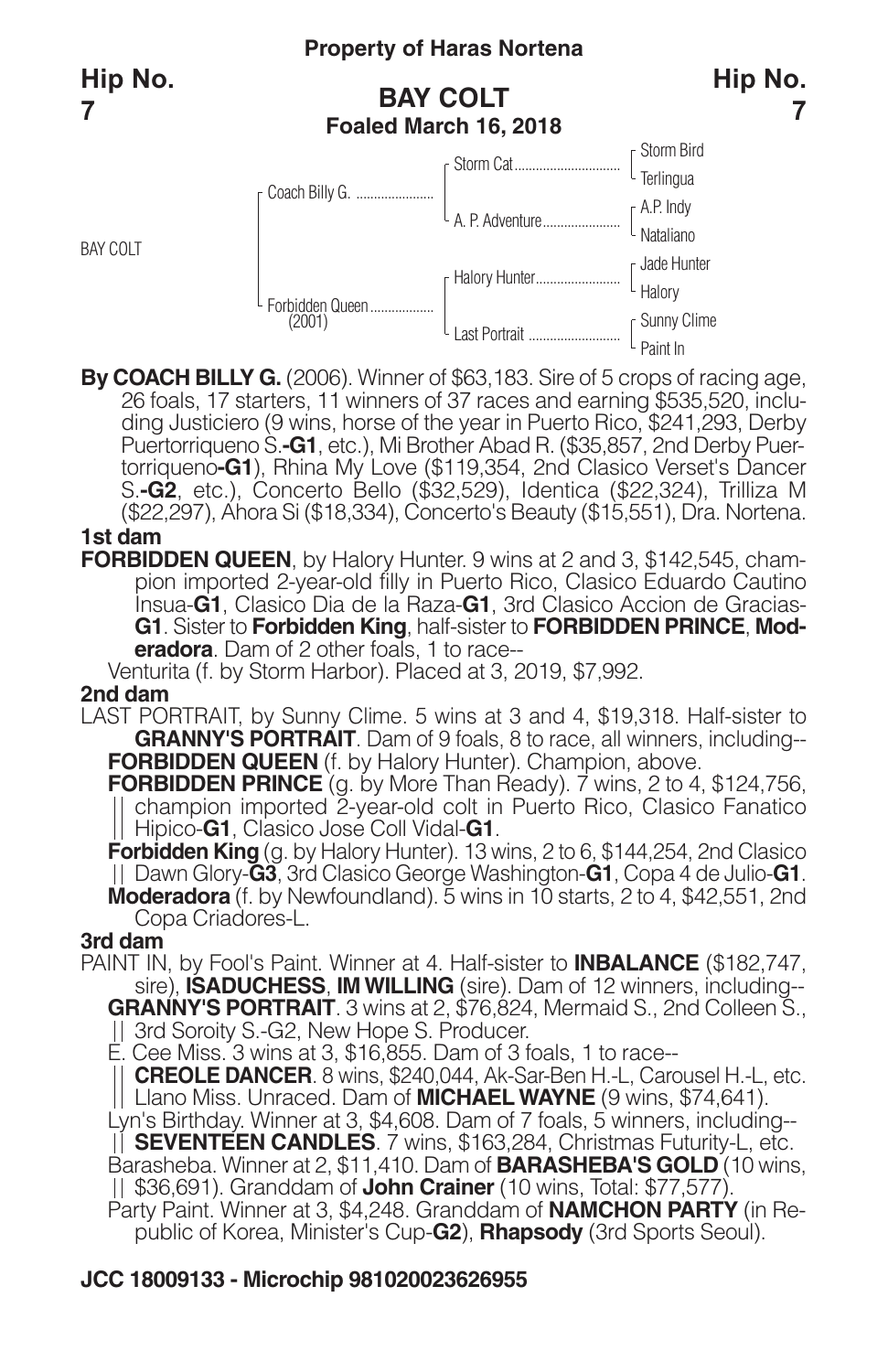**Property of Haras Nortena**

**Hip No. 7**

# BAY COLT

**Foaled March 16, 2018**

| | | | |
|---|---|---|---|
| BAY COLT | Coach Billy G. | Storm Cat | Storm Bird |
| | | | Terlingua |
| | | A. P. Adventure | A.P. Indy |
| | | | Nataliano |
| | Forbidden Queen (2001) | Halory Hunter | Jade Hunter |
| | | | Halory |
| | | Last Portrait | Sunny Clime |
| | | | Paint In |

**By COACH BILLY G.** (2006). Winner of $63,183. Sire of 5 crops of racing age, 26 foals, 17 starters, 11 winners of 37 races and earning $535,520, including Justiciero (9 wins, horse of the year in Puerto Rico, $241,293, Derby Puertorriqueno S.**-G1**, etc.), Mi Brother Abad R. ($35,857, 2nd Derby Puertorriqueno**-G1**), Rhina My Love ($119,354, 2nd Clasico Verset's Dancer S.**-G2**, etc.), Concerto Bello ($32,529), Identica ($22,324), Trilliza M ($22,297), Ahora Si ($18,334), Concerto's Beauty ($15,551), Dra. Nortena.

**1st dam**

**FORBIDDEN QUEEN**, by Halory Hunter. 9 wins at 2 and 3, $142,545, champion imported 2-year-old filly in Puerto Rico, Clasico Eduardo Cautino Insua-**G1**, Clasico Dia de la Raza-**G1**, 3rd Clasico Accion de Gracias-**G1**. Sister to **Forbidden King**, half-sister to **FORBIDDEN PRINCE**, **Moderadora**. Dam of 2 other foals, 1 to race--

Venturita (f. by Storm Harbor). Placed at 3, 2019, $7,992.

**2nd dam**

LAST PORTRAIT, by Sunny Clime. 5 wins at 3 and 4, $19,318. Half-sister to **GRANNY'S PORTRAIT**. Dam of 9 foals, 8 to race, all winners, including--

**FORBIDDEN QUEEN** (f. by Halory Hunter). Champion, above.

**FORBIDDEN PRINCE** (g. by More Than Ready). 7 wins, 2 to 4, $124,756, champion imported 2-year-old colt in Puerto Rico, Clasico Fanatico Hipico-**G1**, Clasico Jose Coll Vidal-**G1**.

**Forbidden King** (g. by Halory Hunter). 13 wins, 2 to 6, $144,254, 2nd Clasico Dawn Glory-**G3**, 3rd Clasico George Washington-**G1**, Copa 4 de Julio-**G1**.

**Moderadora** (f. by Newfoundland). 5 wins in 10 starts, 2 to 4, $42,551, 2nd Copa Criadores-L.

**3rd dam**

PAINT IN, by Fool's Paint. Winner at 4. Half-sister to **INBALANCE** ($182,747, sire), **ISADUCHESS**, **IM WILLING** (sire). Dam of 12 winners, including--

**GRANNY'S PORTRAIT**. 3 wins at 2, $76,824, Mermaid S., 2nd Colleen S., 3rd Sorority S.-G2, New Hope S. Producer.

E. Cee Miss. 3 wins at 3, $16,855. Dam of 3 foals, 1 to race--

**CREOLE DANCER**. 8 wins, $240,044, Ak-Sar-Ben H.-L, Carousel H.-L, etc.

Llano Miss. Unraced. Dam of **MICHAEL WAYNE** (9 wins, $74,641).

Lyn's Birthday. Winner at 3, $4,608. Dam of 7 foals, 5 winners, including--

**SEVENTEEN CANDLES**. 7 wins, $163,284, Christmas Futurity-L, etc.

Barasheba. Winner at 2, $11,410. Dam of **BARASHEBA'S GOLD** (10 wins, $36,691). Granddam of **John Crainer** (10 wins, Total: $77,577).

Party Paint. Winner at 3, $4,248. Granddam of **NAMCHON PARTY** (in Republic of Korea, Minister's Cup-**G2**), **Rhapsody** (3rd Sports Seoul).

**JCC 18009133 - Microchip 981020023626955**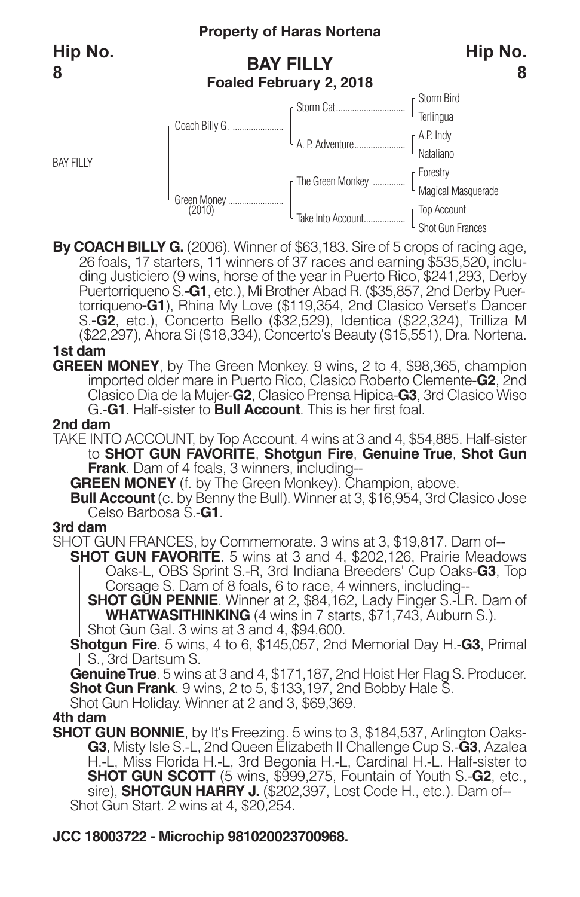**Property of Haras Nortena**

**Hip No. 8**

## BAY FILLY

**Foaled February 2, 2018**

| | | | |
|---|---|---|---|
| BAY FILLY | Coach Billy G. | Storm Cat | Storm Bird |
| | | | Terlingua |
| | | A. P. Adventure | A.P. Indy |
| | | | Nataliano |
| | Green Money (2010) | The Green Monkey | Forestry |
| | | | Magical Masquerade |
| | | Take Into Account | Top Account |
| | | | Shot Gun Frances |

**By COACH BILLY G.** (2006). Winner of $63,183. Sire of 5 crops of racing age, 26 foals, 17 starters, 11 winners of 37 races and earning $535,520, including Justiciero (9 wins, horse of the year in Puerto Rico, $241,293, Derby Puertorriqueno S.-**G1**, etc.), Mi Brother Abad R. ($35,857, 2nd Derby Puertorriqueno-**G1**), Rhina My Love ($119,354, 2nd Clasico Verset's Dancer S.-**G2**, etc.), Concerto Bello ($32,529), Identica ($22,324), Trilliza M ($22,297), Ahora Si ($18,334), Concerto's Beauty ($15,551), Dra. Nortena.

### 1st dam

**GREEN MONEY**, by The Green Monkey. 9 wins, 2 to 4, $98,365, champion imported older mare in Puerto Rico, Clasico Roberto Clemente-**G2**, 2nd Clasico Dia de la Mujer-**G2**, Clasico Prensa Hipica-**G3**, 3rd Clasico Wiso G.-**G1**. Half-sister to **Bull Account**. This is her first foal.

### 2nd dam

TAKE INTO ACCOUNT, by Top Account. 4 wins at 3 and 4, $54,885. Half-sister to **SHOT GUN FAVORITE**, **Shotgun Fire**, **Genuine True**, **Shot Gun Frank**. Dam of 4 foals, 3 winners, including--

- **GREEN MONEY** (f. by The Green Monkey). Champion, above.
- **Bull Account** (c. by Benny the Bull). Winner at 3, $16,954, 3rd Clasico Jose Celso Barbosa S.-**G1**.

### 3rd dam

SHOT GUN FRANCES, by Commemorate. 3 wins at 3, $19,817. Dam of--

- **SHOT GUN FAVORITE**. 5 wins at 3 and 4, $202,126, Prairie Meadows Oaks-L, OBS Sprint S.-R, 3rd Indiana Breeders' Cup Oaks-**G3**, Top Corsage S. Dam of 8 foals, 6 to race, 4 winners, including--
  - **SHOT GUN PENNIE**. Winner at 2, $84,162, Lady Finger S.-LR. Dam of
    - **WHATWASITHINKING** (4 wins in 7 starts, $71,743, Auburn S.).
  - Shot Gun Gal. 3 wins at 3 and 4, $94,600.
- **Shotgun Fire**. 5 wins, 4 to 6, $145,057, 2nd Memorial Day H.-**G3**, Primal S., 3rd Dartsum S.
- **Genuine True**. 5 wins at 3 and 4, $171,187, 2nd Hoist Her Flag S. Producer.
- **Shot Gun Frank**. 9 wins, 2 to 5, $133,197, 2nd Bobby Hale S.
- Shot Gun Holiday. Winner at 2 and 3, $69,369.

### 4th dam

**SHOT GUN BONNIE**, by It's Freezing. 5 wins to 3, $184,537, Arlington Oaks-**G3**, Misty Isle S.-L, 2nd Queen Elizabeth II Challenge Cup S.-**G3**, Azalea H.-L, Miss Florida H.-L, 3rd Begonia H.-L, Cardinal H.-L. Half-sister to **SHOT GUN SCOTT** (5 wins, $999,275, Fountain of Youth S.-**G2**, etc., sire), **SHOTGUN HARRY J.** ($202,397, Lost Code H., etc.). Dam of--

Shot Gun Start. 2 wins at 4, $20,254.

**JCC 18003722 - Microchip 981020023700968.**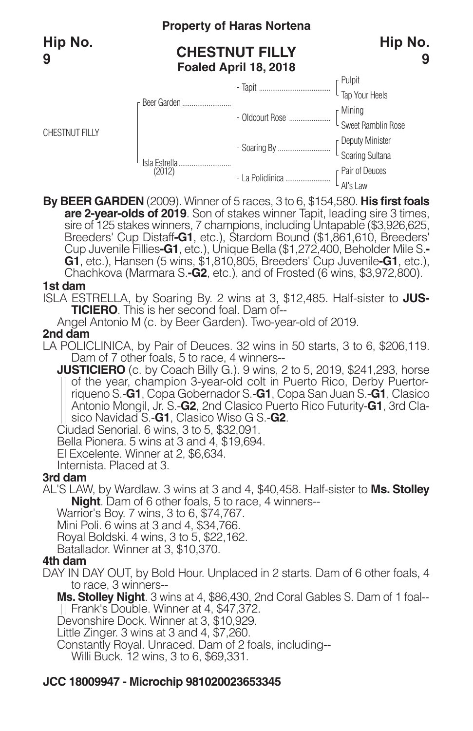**Property of Haras Nortena**

**Hip No. 9**

## CHESTNUT FILLY

**Foaled April 18, 2018**

| | | | |
|---|---|---|---|
| CHESTNUT FILLY | Beer Garden | Tapit | Pulpit |
| | | | Tap Your Heels |
| | | Oldcourt Rose | Mining |
| | | | Sweet Ramblin Rose |
| | Isla Estrella (2012) | Soaring By | Deputy Minister |
| | | | Soaring Sultana |
| | | La Policlinica | Pair of Deuces |
| | | | Al's Law |

**By BEER GARDEN** (2009). Winner of 5 races, 3 to 6, $154,580. **His first foals are 2-year-olds of 2019**. Son of stakes winner Tapit, leading sire 3 times, sire of 125 stakes winners, 7 champions, including Untapable ($3,926,625, Breeders' Cup Distaff**-G1**, etc.), Stardom Bound ($1,861,610, Breeders' Cup Juvenile Fillies**-G1**, etc.), Unique Bella ($1,272,400, Beholder Mile S.**-G1**, etc.), Hansen (5 wins, $1,810,805, Breeders' Cup Juvenile**-G1**, etc.), Chachkova (Marmara S.**-G2**, etc.), and of Frosted (6 wins, $3,972,800).

### 1st dam

ISLA ESTRELLA, by Soaring By. 2 wins at 3, $12,485. Half-sister to **JUSTICIERO**. This is her second foal. Dam of--

Angel Antonio M (c. by Beer Garden). Two-year-old of 2019.

### 2nd dam

LA POLICLINICA, by Pair of Deuces. 32 wins in 50 starts, 3 to 6, $206,119. Dam of 7 other foals, 5 to race, 4 winners--

**JUSTICIERO** (c. by Coach Billy G.). 9 wins, 2 to 5, 2019, $241,293, horse of the year, champion 3-year-old colt in Puerto Rico, Derby Puertorriqueno S.-**G1**, Copa Gobernador S.-**G1**, Copa San Juan S.-**G1**, Clasico Antonio Mongil, Jr. S.-**G2**, 2nd Clasico Puerto Rico Futurity-**G1**, 3rd Clasico Navidad S.-**G1**, Clasico Wiso G S.-**G2**.

Ciudad Senorial. 6 wins, 3 to 5, $32,091.

Bella Pionera. 5 wins at 3 and 4, $19,694.

El Excelente. Winner at 2, $6,634.

Internista. Placed at 3.

### 3rd dam

AL'S LAW, by Wardlaw. 3 wins at 3 and 4, $40,458. Half-sister to **Ms. Stolley Night**. Dam of 6 other foals, 5 to race, 4 winners--

Warrior's Boy. 7 wins, 3 to 6, $74,767.

Mini Poli. 6 wins at 3 and 4, $34,766.

Royal Boldski. 4 wins, 3 to 5, $22,162.

Batallador. Winner at 3, $10,370.

### 4th dam

DAY IN DAY OUT, by Bold Hour. Unplaced in 2 starts. Dam of 6 other foals, 4 to race, 3 winners--

**Ms. Stolley Night**. 3 wins at 4, $86,430, 2nd Coral Gables S. Dam of 1 foal--

Frank's Double. Winner at 4, $47,372.

Devonshire Dock. Winner at 3, $10,929.

Little Zinger. 3 wins at 3 and 4, $7,260.

Constantly Royal. Unraced. Dam of 2 foals, including--

Willi Buck. 12 wins, 3 to 6, $69,331.

**JCC 18009947 - Microchip 981020023653345**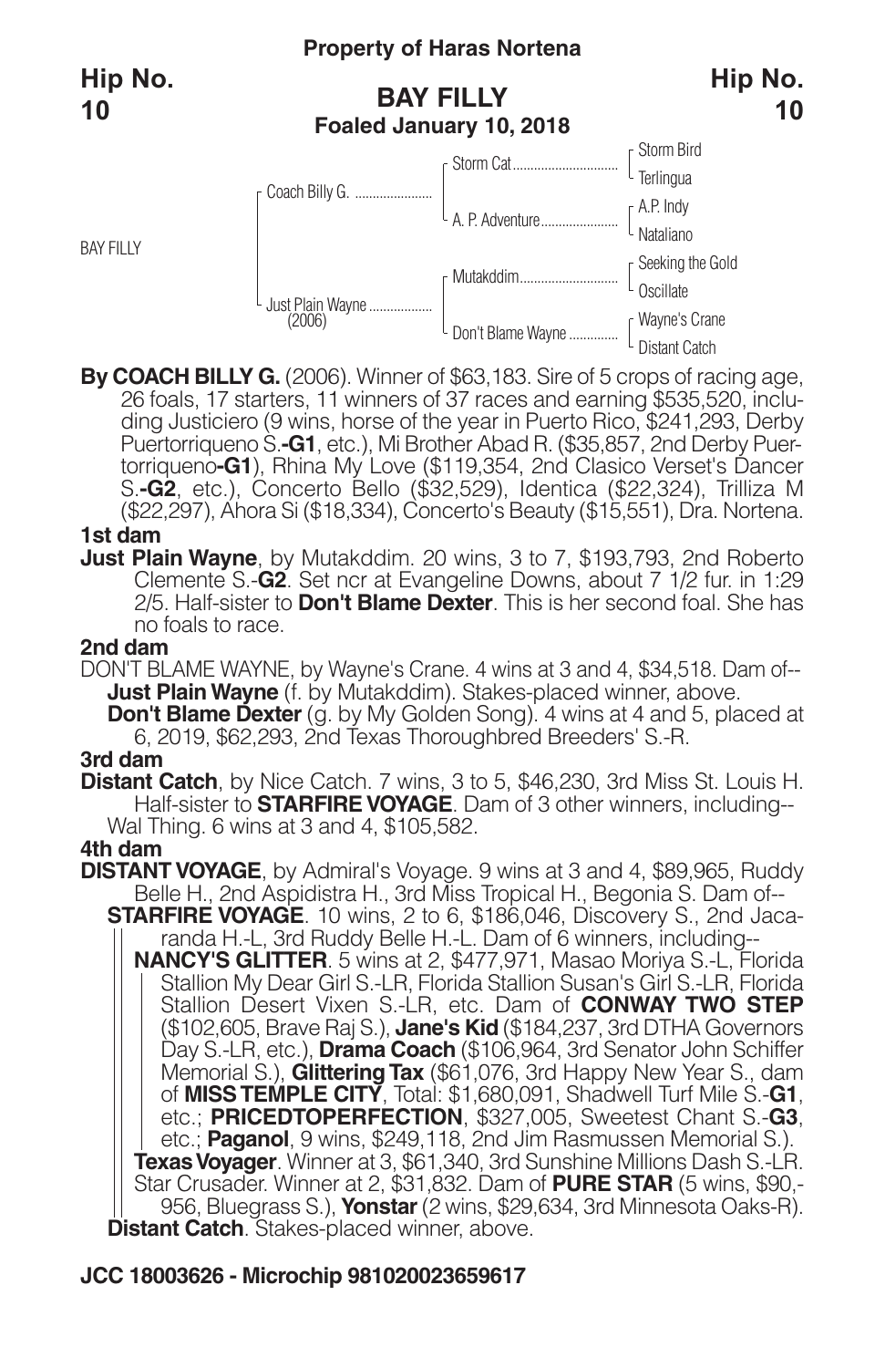**Property of Haras Nortena**

# Hip No. 10

## BAY FILLY
**Foaled January 10, 2018**

| | | | |
|---|---|---|---|
| BAY FILLY | Coach Billy G. | Storm Cat | Storm Bird |
| | | | Terlingua |
| | | A. P. Adventure | A.P. Indy |
| | | | Nataliano |
| | Just Plain Wayne (2006) | Mutakddim | Seeking the Gold |
| | | | Oscillate |
| | | Don't Blame Wayne | Wayne's Crane |
| | | | Distant Catch |

**By COACH BILLY G.** (2006). Winner of $63,183. Sire of 5 crops of racing age, 26 foals, 17 starters, 11 winners of 37 races and earning $535,520, including Justiciero (9 wins, horse of the year in Puerto Rico, $241,293, Derby Puertorriqueno S.**-G1**, etc.), Mi Brother Abad R. ($35,857, 2nd Derby Puertorriqueno**-G1**), Rhina My Love ($119,354, 2nd Clasico Verset's Dancer S.**-G2**, etc.), Concerto Bello ($32,529), Identica ($22,324), Trilliza M ($22,297), Ahora Si ($18,334), Concerto's Beauty ($15,551), Dra. Nortena.

### 1st dam

**Just Plain Wayne**, by Mutakddim. 20 wins, 3 to 7, $193,793, 2nd Roberto Clemente S.-**G2**. Set ncr at Evangeline Downs, about 7 1/2 fur. in 1:29 2/5. Half-sister to **Don't Blame Dexter**. This is her second foal. She has no foals to race.

### 2nd dam

DON'T BLAME WAYNE, by Wayne's Crane. 4 wins at 3 and 4, $34,518. Dam of--
- **Just Plain Wayne** (f. by Mutakddim). Stakes-placed winner, above.
- **Don't Blame Dexter** (g. by My Golden Song). 4 wins at 4 and 5, placed at 6, 2019, $62,293, 2nd Texas Thoroughbred Breeders' S.-R.

### 3rd dam

**Distant Catch**, by Nice Catch. 7 wins, 3 to 5, $46,230, 3rd Miss St. Louis H. Half-sister to **STARFIRE VOYAGE**. Dam of 3 other winners, including--
- Wal Thing. 6 wins at 3 and 4, $105,582.

### 4th dam

**DISTANT VOYAGE**, by Admiral's Voyage. 9 wins at 3 and 4, $89,965, Ruddy Belle H., 2nd Aspidistra H., 3rd Miss Tropical H., Begonia S. Dam of--
- **STARFIRE VOYAGE**. 10 wins, 2 to 6, $186,046, Discovery S., 2nd Jacaranda H.-L, 3rd Ruddy Belle H.-L. Dam of 6 winners, including--
  - **NANCY'S GLITTER**. 5 wins at 2, $477,971, Masao Moriya S.-L, Florida Stallion My Dear Girl S.-LR, Florida Stallion Susan's Girl S.-LR, Florida Stallion Desert Vixen S.-LR, etc. Dam of **CONWAY TWO STEP** ($102,605, Brave Raj S.), **Jane's Kid** ($184,237, 3rd DTHA Governors Day S.-LR, etc.), **Drama Coach** ($106,964, 3rd Senator John Schiffer Memorial S.), **Glittering Tax** ($61,076, 3rd Happy New Year S., dam of **MISS TEMPLE CITY**, Total: $1,680,091, Shadwell Turf Mile S.-**G1**, etc.; **PRICEDTOPERFECTION**, $327,005, Sweetest Chant S.-**G3**, etc.; **Paganol**, 9 wins, $249,118, 2nd Jim Rasmussen Memorial S.).
  - **Texas Voyager**. Winner at 3, $61,340, 3rd Sunshine Millions Dash S.-LR.
  - Star Crusader. Winner at 2, $31,832. Dam of **PURE STAR** (5 wins, $90,956, Bluegrass S.), **Yonstar** (2 wins, $29,634, 3rd Minnesota Oaks-R).
- **Distant Catch**. Stakes-placed winner, above.

**JCC 18003626 - Microchip 981020023659617**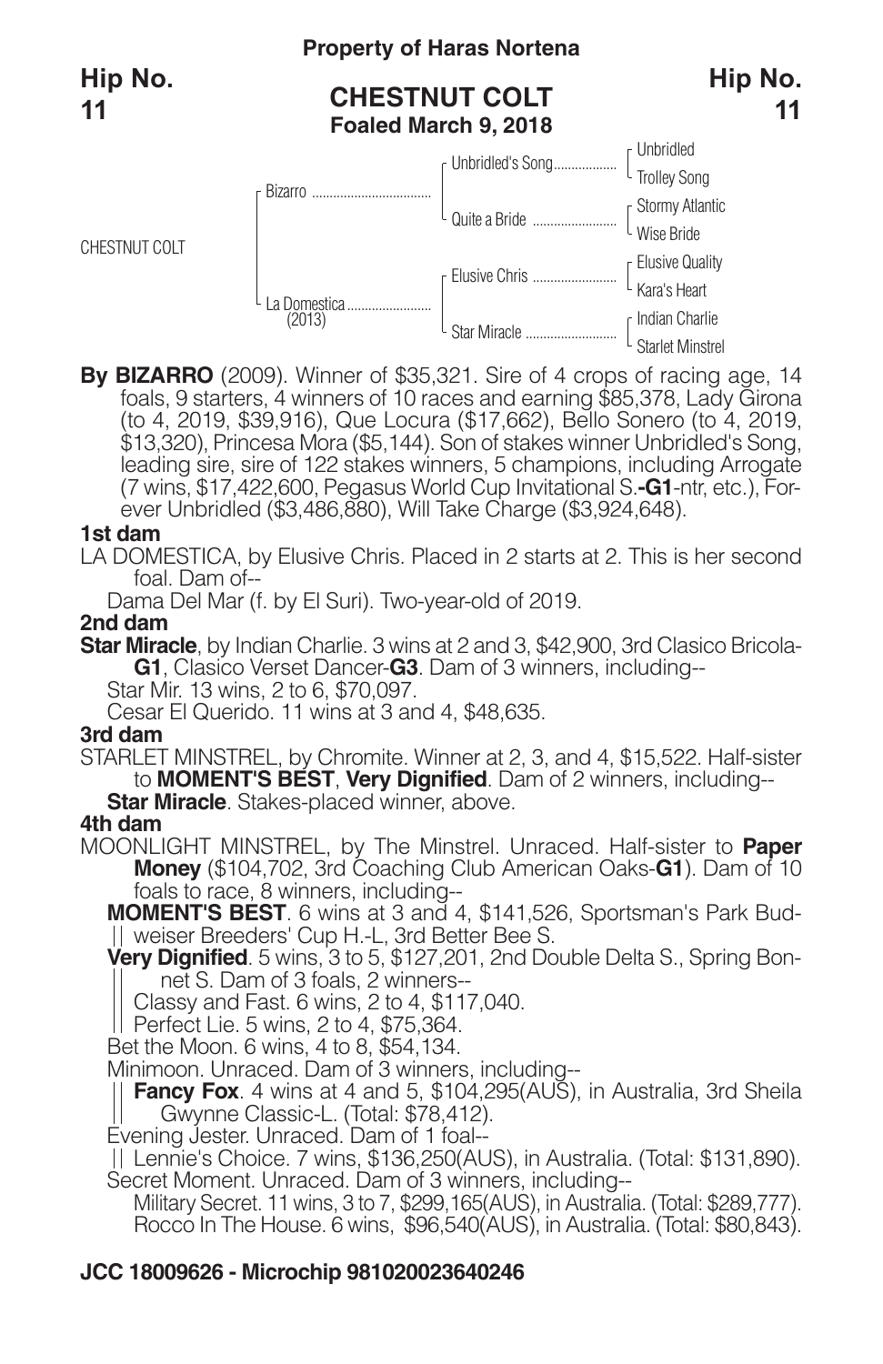**Property of Haras Nortena**

**Hip No. 11**

# CHESTNUT COLT

**Foaled March 9, 2018**

| | | | |
|---|---|---|---|
| CHESTNUT COLT | Bizarro | Unbridled's Song | Unbridled |
| | | | Trolley Song |
| | | Quite a Bride | Stormy Atlantic |
| | | | Wise Bride |
| | La Domestica (2013) | Elusive Chris | Elusive Quality |
| | | | Kara's Heart |
| | | Star Miracle | Indian Charlie |
| | | | Starlet Minstrel |

**By BIZARRO** (2009). Winner of $35,321. Sire of 4 crops of racing age, 14 foals, 9 starters, 4 winners of 10 races and earning $85,378, Lady Girona (to 4, 2019, $39,916), Que Locura ($17,662), Bello Sonero (to 4, 2019, $13,320), Princesa Mora ($5,144). Son of stakes winner Unbridled's Song, leading sire, sire of 122 stakes winners, 5 champions, including Arrogate (7 wins, $17,422,600, Pegasus World Cup Invitational S.**-G1**-ntr, etc.), Forever Unbridled ($3,486,880), Will Take Charge ($3,924,648).

### 1st dam

LA DOMESTICA, by Elusive Chris. Placed in 2 starts at 2. This is her second foal. Dam of--

Dama Del Mar (f. by El Suri). Two-year-old of 2019.

### 2nd dam

**Star Miracle**, by Indian Charlie. 3 wins at 2 and 3, $42,900, 3rd Clasico Bricola-**G1**, Clasico Verset Dancer-**G3**. Dam of 3 winners, including--

Star Mir. 13 wins, 2 to 6, $70,097.

Cesar El Querido. 11 wins at 3 and 4, $48,635.

### 3rd dam

STARLET MINSTREL, by Chromite. Winner at 2, 3, and 4, $15,522. Half-sister to **MOMENT'S BEST**, **Very Dignified**. Dam of 2 winners, including--

**Star Miracle**. Stakes-placed winner, above.

### 4th dam

MOONLIGHT MINSTREL, by The Minstrel. Unraced. Half-sister to **Paper Money** ($104,702, 3rd Coaching Club American Oaks-**G1**). Dam of 10 foals to race, 8 winners, including--

**MOMENT'S BEST**. 6 wins at 3 and 4, $141,526, Sportsman's Park Budweiser Breeders' Cup H.-L, 3rd Better Bee S.

**Very Dignified**. 5 wins, 3 to 5, $127,201, 2nd Double Delta S., Spring Bonnet S. Dam of 3 foals, 2 winners--

Classy and Fast. 6 wins, 2 to 4, $117,040.

Perfect Lie. 5 wins, 2 to 4, $75,364.

Bet the Moon. 6 wins, 4 to 8, $54,134.

Minimoon. Unraced. Dam of 3 winners, including--

**Fancy Fox**. 4 wins at 4 and 5, $104,295(AUS), in Australia, 3rd Sheila Gwynne Classic-L. (Total: $78,412).

Evening Jester. Unraced. Dam of 1 foal--

Lennie's Choice. 7 wins, $136,250(AUS), in Australia. (Total: $131,890).

Secret Moment. Unraced. Dam of 3 winners, including--

Military Secret. 11 wins, 3 to 7, $299,165(AUS), in Australia. (Total: $289,777).

Rocco In The House. 6 wins, $96,540(AUS), in Australia. (Total: $80,843).

**JCC 18009626 - Microchip 981020023640246**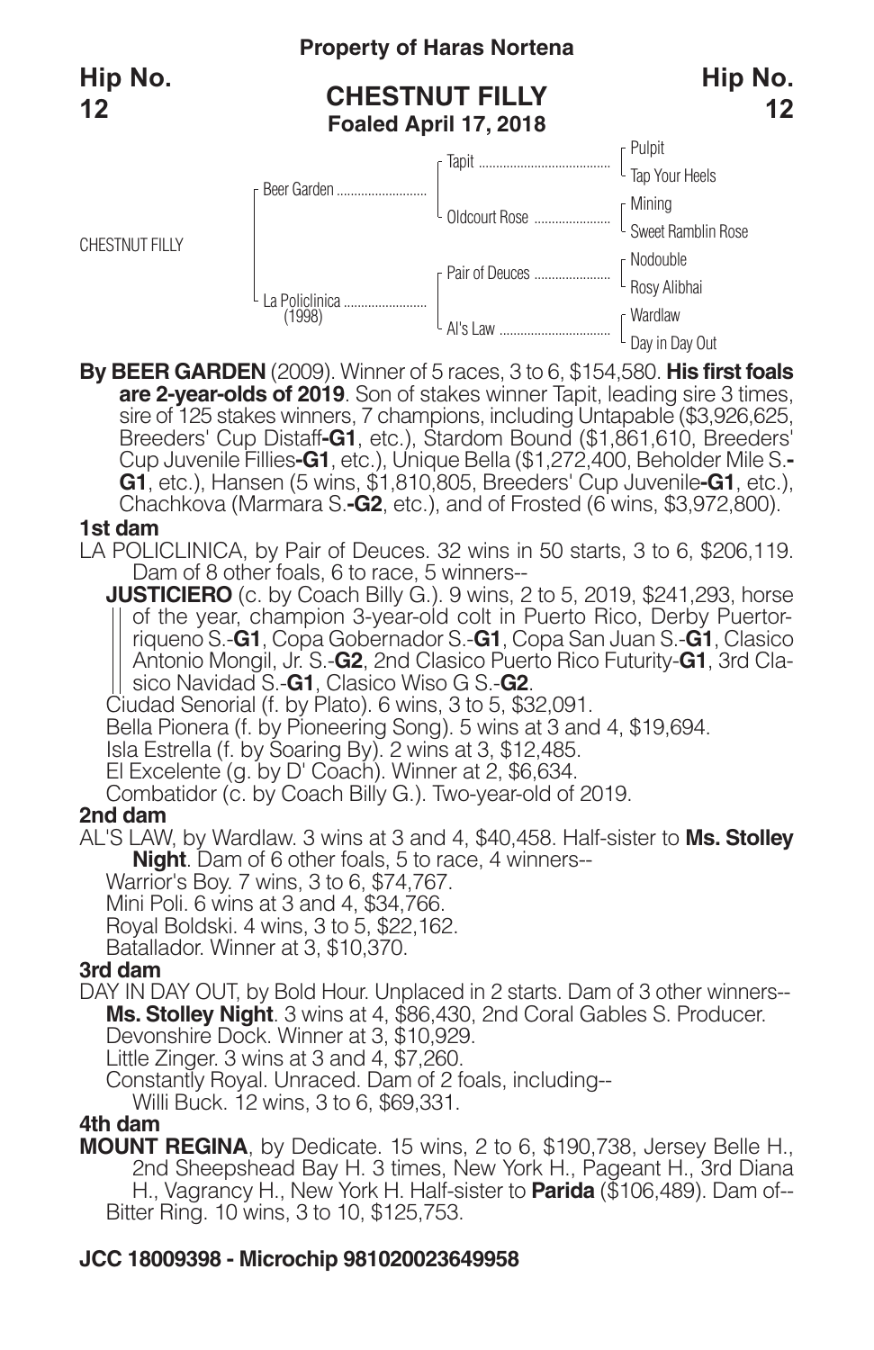**Property of Haras Nortena**

**Hip No. 12**

## CHESTNUT FILLY

**Foaled April 17, 2018**

| | | | |
|---|---|---|---|
| CHESTNUT FILLY | Beer Garden | Tapit | Pulpit |
| | | | Tap Your Heels |
| | | Oldcourt Rose | Mining |
| | | | Sweet Ramblin Rose |
| | La Policlinica (1998) | Pair of Deuces | Nodouble |
| | | | Rosy Alibhai |
| | | Al's Law | Wardlaw |
| | | | Day in Day Out |

**By BEER GARDEN** (2009). Winner of 5 races, 3 to 6, $154,580. **His first foals are 2-year-olds of 2019**. Son of stakes winner Tapit, leading sire 3 times, sire of 125 stakes winners, 7 champions, including Untapable ($3,926,625, Breeders' Cup Distaff**-G1**, etc.), Stardom Bound ($1,861,610, Breeders' Cup Juvenile Fillies**-G1**, etc.), Unique Bella ($1,272,400, Beholder Mile S.**-G1**, etc.), Hansen (5 wins, $1,810,805, Breeders' Cup Juvenile**-G1**, etc.), Chachkova (Marmara S.**-G2**, etc.), and of Frosted (6 wins, $3,972,800).

### 1st dam

LA POLICLINICA, by Pair of Deuces. 32 wins in 50 starts, 3 to 6, $206,119. Dam of 8 other foals, 6 to race, 5 winners--

**JUSTICIERO** (c. by Coach Billy G.). 9 wins, 2 to 5, 2019, $241,293, horse of the year, champion 3-year-old colt in Puerto Rico, Derby Puertorriqueno S.-**G1**, Copa Gobernador S.-**G1**, Copa San Juan S.-**G1**, Clasico Antonio Mongil, Jr. S.-**G2**, 2nd Clasico Puerto Rico Futurity-**G1**, 3rd Clasico Navidad S.-**G1**, Clasico Wiso G S.-**G2**.

Ciudad Senorial (f. by Plato). 6 wins, 3 to 5, $32,091.

Bella Pionera (f. by Pioneering Song). 5 wins at 3 and 4, $19,694.

Isla Estrella (f. by Soaring By). 2 wins at 3, $12,485.

El Excelente (g. by D' Coach). Winner at 2, $6,634.

Combatidor (c. by Coach Billy G.). Two-year-old of 2019.

### 2nd dam

AL'S LAW, by Wardlaw. 3 wins at 3 and 4, $40,458. Half-sister to **Ms. Stolley Night**. Dam of 6 other foals, 5 to race, 4 winners--

Warrior's Boy. 7 wins, 3 to 6, $74,767.

Mini Poli. 6 wins at 3 and 4, $34,766.

Royal Boldski. 4 wins, 3 to 5, $22,162.

Batallador. Winner at 3, $10,370.

### 3rd dam

DAY IN DAY OUT, by Bold Hour. Unplaced in 2 starts. Dam of 3 other winners--

**Ms. Stolley Night**. 3 wins at 4, $86,430, 2nd Coral Gables S. Producer.

Devonshire Dock. Winner at 3, $10,929.

Little Zinger. 3 wins at 3 and 4, $7,260.

Constantly Royal. Unraced. Dam of 2 foals, including--

Willi Buck. 12 wins, 3 to 6, $69,331.

### 4th dam

**MOUNT REGINA**, by Dedicate. 15 wins, 2 to 6, $190,738, Jersey Belle H., 2nd Sheepshead Bay H. 3 times, New York H., Pageant H., 3rd Diana H., Vagrancy H., New York H. Half-sister to **Parida** ($106,489). Dam of--

Bitter Ring. 10 wins, 3 to 10, $125,753.

**JCC 18009398 - Microchip 981020023649958**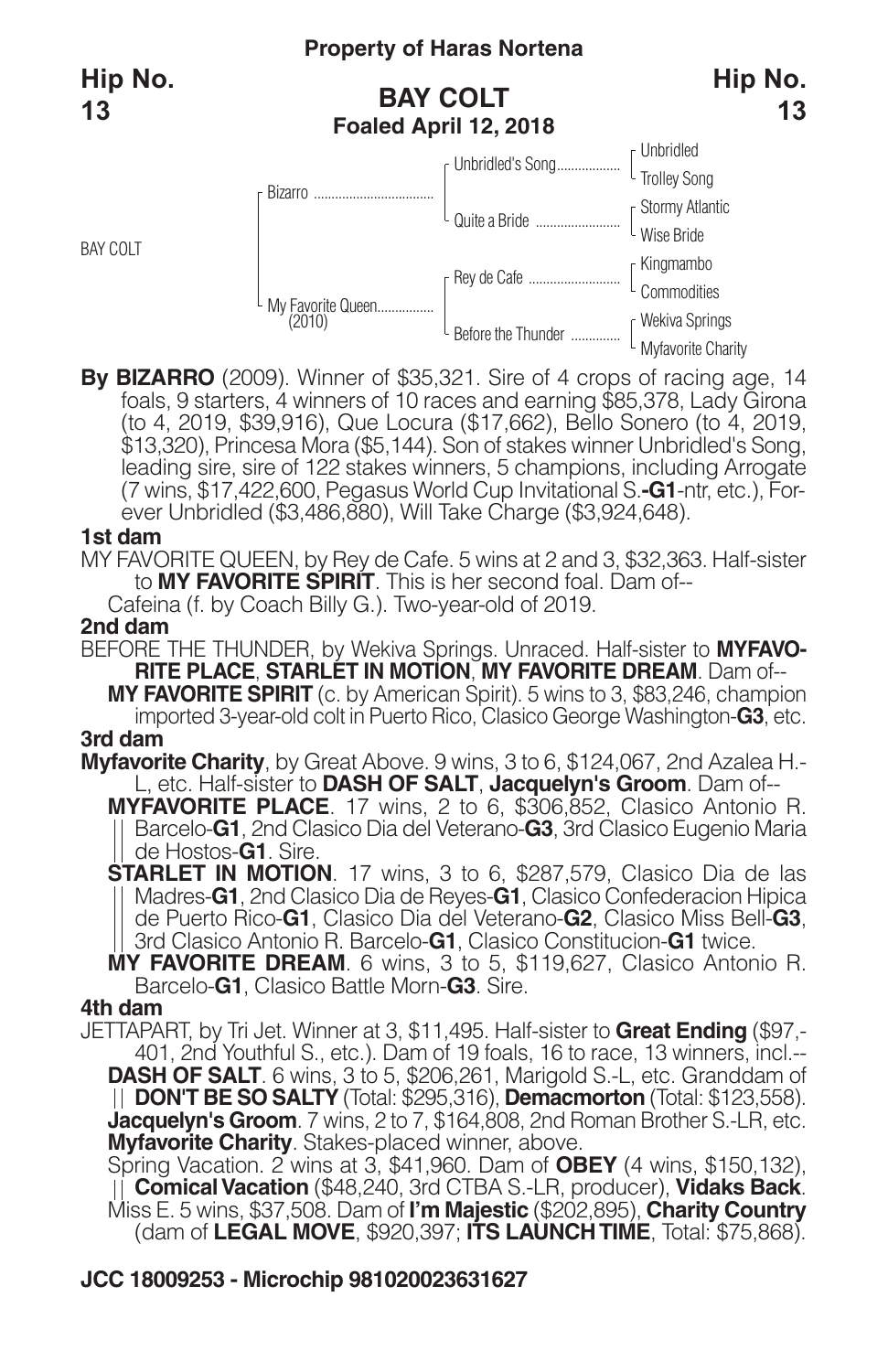**Property of Haras Nortena**

**Hip No. 13**

## BAY COLT

**Foaled April 12, 2018**

| | | | |
|---|---|---|---|
| BAY COLT | Bizarro | Unbridled's Song | Unbridled |
| | | | Trolley Song |
| | | Quite a Bride | Stormy Atlantic |
| | | | Wise Bride |
| | My Favorite Queen (2010) | Rey de Cafe | Kingmambo |
| | | | Commodities |
| | | Before the Thunder | Wekiva Springs |
| | | | Myfavorite Charity |

**By BIZARRO** (2009). Winner of $35,321. Sire of 4 crops of racing age, 14 foals, 9 starters, 4 winners of 10 races and earning $85,378, Lady Girona (to 4, 2019, $39,916), Que Locura ($17,662), Bello Sonero (to 4, 2019, $13,320), Princesa Mora ($5,144). Son of stakes winner Unbridled's Song, leading sire, sire of 122 stakes winners, 5 champions, including Arrogate (7 wins, $17,422,600, Pegasus World Cup Invitational S.-**G1**-ntr, etc.), Forever Unbridled ($3,486,880), Will Take Charge ($3,924,648).

**1st dam**

MY FAVORITE QUEEN, by Rey de Cafe. 5 wins at 2 and 3, $32,363. Half-sister to **MY FAVORITE SPIRIT**. This is her second foal. Dam of--

Cafeina (f. by Coach Billy G.). Two-year-old of 2019.

**2nd dam**

BEFORE THE THUNDER, by Wekiva Springs. Unraced. Half-sister to **MYFAVORITE PLACE**, **STARLET IN MOTION**, **MY FAVORITE DREAM**. Dam of--

**MY FAVORITE SPIRIT** (c. by American Spirit). 5 wins to 3, $83,246, champion imported 3-year-old colt in Puerto Rico, Clasico George Washington-**G3**, etc.

**3rd dam**

**Myfavorite Charity**, by Great Above. 9 wins, 3 to 6, $124,067, 2nd Azalea H.-L, etc. Half-sister to **DASH OF SALT**, **Jacquelyn's Groom**. Dam of--

**MYFAVORITE PLACE**. 17 wins, 2 to 6, $306,852, Clasico Antonio R. Barcelo-**G1**, 2nd Clasico Dia del Veterano-**G3**, 3rd Clasico Eugenio Maria de Hostos-**G1**. Sire.

**STARLET IN MOTION**. 17 wins, 3 to 6, $287,579, Clasico Dia de las Madres-**G1**, 2nd Clasico Dia de Reyes-**G1**, Clasico Confederacion Hipica de Puerto Rico-**G1**, Clasico Dia del Veterano-**G2**, Clasico Miss Bell-**G3**, 3rd Clasico Antonio R. Barcelo-**G1**, Clasico Constitucion-**G1** twice.

**MY FAVORITE DREAM**. 6 wins, 3 to 5, $119,627, Clasico Antonio R. Barcelo-**G1**, Clasico Battle Morn-**G3**. Sire.

**4th dam**

JETTAPART, by Tri Jet. Winner at 3, $11,495. Half-sister to **Great Ending** ($97,401, 2nd Youthful S., etc.). Dam of 19 foals, 16 to race, 13 winners, incl.--

**DASH OF SALT**. 6 wins, 3 to 5, $206,261, Marigold S.-L, etc. Granddam of **DON'T BE SO SALTY** (Total: $295,316), **Demacmorton** (Total: $123,558).

**Jacquelyn's Groom**. 7 wins, 2 to 7, $164,808, 2nd Roman Brother S.-LR, etc.

**Myfavorite Charity**. Stakes-placed winner, above.

Spring Vacation. 2 wins at 3, $41,960. Dam of **OBEY** (4 wins, $150,132), **Comical Vacation** ($48,240, 3rd CTBA S.-LR, producer), **Vidaks Back**.

Miss E. 5 wins, $37,508. Dam of **I'm Majestic** ($202,895), **Charity Country** (dam of **LEGAL MOVE**, $920,397; **ITS LAUNCH TIME**, Total: $75,868).

**JCC 18009253 - Microchip 981020023631627**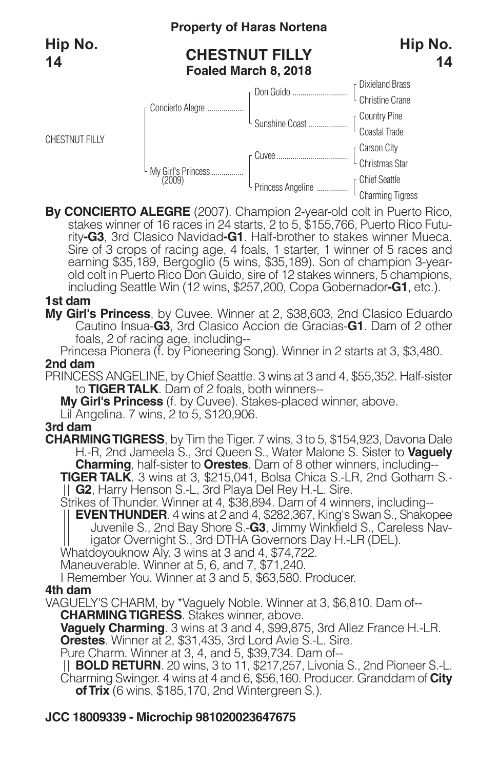**Property of Haras Nortena**

**Hip No. 14**

## CHESTNUT FILLY

**Foaled March 8, 2018**

| | | | |
|---|---|---|---|
| CHESTNUT FILLY | Concierto Alegre | Don Guido | Dixieland Brass |
| | | | Christine Crane |
| | | Sunshine Coast | Country Pine |
| | | | Coastal Trade |
| | My Girl's Princess (2009) | Cuvee | Carson City |
| | | | Christmas Star |
| | | Princess Angeline | Chief Seattle |
| | | | Charming Tigress |

**By CONCIERTO ALEGRE** (2007). Champion 2-year-old colt in Puerto Rico, stakes winner of 16 races in 24 starts, 2 to 5, $155,766, Puerto Rico Futurity**-G3**, 3rd Clasico Navidad**-G1**. Half-brother to stakes winner Mueca. Sire of 3 crops of racing age, 4 foals, 1 starter, 1 winner of 5 races and earning $35,189, Bergoglio (5 wins, $35,189). Son of champion 3-year-old colt in Puerto Rico Don Guido, sire of 12 stakes winners, 5 champions, including Seattle Win (12 wins, $257,200, Copa Gobernador**-G1**, etc.).

**1st dam**

**My Girl's Princess**, by Cuvee. Winner at 2, $38,603, 2nd Clasico Eduardo Cautino Insua-**G3**, 3rd Clasico Accion de Gracias-**G1**. Dam of 2 other foals, 2 of racing age, including--

Princesa Pionera (f. by Pioneering Song). Winner in 2 starts at 3, $3,480.

**2nd dam**

PRINCESS ANGELINE, by Chief Seattle. 3 wins at 3 and 4, $55,352. Half-sister to **TIGER TALK**. Dam of 2 foals, both winners--

**My Girl's Princess** (f. by Cuvee). Stakes-placed winner, above.

Lil Angelina. 7 wins, 2 to 5, $120,906.

**3rd dam**

**CHARMING TIGRESS**, by Tim the Tiger. 7 wins, 3 to 5, $154,923, Davona Dale H.-R, 2nd Jameela S., 3rd Queen S., Water Malone S. Sister to **Vaguely Charming**, half-sister to **Orestes**. Dam of 8 other winners, including--

**TIGER TALK**. 3 wins at 3, $215,041, Bolsa Chica S.-LR, 2nd Gotham S.-**G2**, Harry Henson S.-L, 3rd Playa Del Rey H.-L. Sire.

Strikes of Thunder. Winner at 4, $38,894. Dam of 4 winners, including--

**EVEN THUNDER**. 4 wins at 2 and 4, $282,367, King's Swan S., Shakopee Juvenile S., 2nd Bay Shore S.-**G3**, Jimmy Winkfield S., Careless Navigator Overnight S., 3rd DTHA Governors Day H.-LR (DEL).

Whatdoyouknow Aly. 3 wins at 3 and 4, $74,722.

Maneuverable. Winner at 5, 6, and 7, $71,240.

I Remember You. Winner at 3 and 5, $63,580. Producer.

**4th dam**

VAGUELY'S CHARM, by *Vaguely Noble. Winner at 3, $6,810. Dam of--

**CHARMING TIGRESS**. Stakes winner, above.

**Vaguely Charming**. 3 wins at 3 and 4, $99,875, 3rd Allez France H.-LR.

**Orestes**. Winner at 2, $31,435, 3rd Lord Avie S.-L. Sire.

Pure Charm. Winner at 3, 4, and 5, $39,734. Dam of--

**BOLD RETURN**. 20 wins, 3 to 11, $217,257, Livonia S., 2nd Pioneer S.-L.

Charming Swinger. 4 wins at 4 and 6, $56,160. Producer. Granddam of **City of Trix** (6 wins, $185,170, 2nd Wintergreen S.).

**JCC 18009339 - Microchip 981020023647675**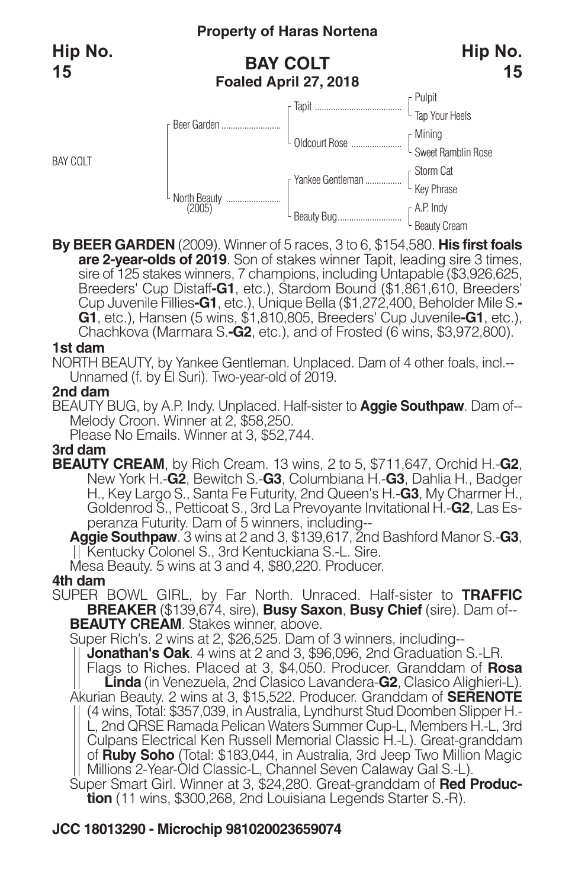**Property of Haras Nortena**

**Hip No. 15**

## BAY COLT
**Foaled April 27, 2018**

| | | | |
|---|---|---|---|
| BAY COLT | Beer Garden | Tapit | Pulpit |
| | | | Tap Your Heels |
| | | Oldcourt Rose | Mining |
| | | | Sweet Ramblin Rose |
| | North Beauty (2005) | Yankee Gentleman | Storm Cat |
| | | | Key Phrase |
| | | Beauty Bug | A.P. Indy |
| | | | Beauty Cream |

**By BEER GARDEN** (2009). Winner of 5 races, 3 to 6, $154,580. **His first foals are 2-year-olds of 2019**. Son of stakes winner Tapit, leading sire 3 times, sire of 125 stakes winners, 7 champions, including Untapable ($3,926,625, Breeders' Cup Distaff-**G1**, etc.), Stardom Bound ($1,861,610, Breeders' Cup Juvenile Fillies-**G1**, etc.), Unique Bella ($1,272,400, Beholder Mile S.-**G1**, etc.), Hansen (5 wins, $1,810,805, Breeders' Cup Juvenile-**G1**, etc.), Chachkova (Marmara S.-**G2**, etc.), and of Frosted (6 wins, $3,972,800).

### 1st dam
NORTH BEAUTY, by Yankee Gentleman. Unplaced. Dam of 4 other foals, incl.--
Unnamed (f. by El Suri). Two-year-old of 2019.

### 2nd dam
BEAUTY BUG, by A.P. Indy. Unplaced. Half-sister to **Aggie Southpaw**. Dam of--
Melody Croon. Winner at 2, $58,250.
Please No Emails. Winner at 3, $52,744.

### 3rd dam
**BEAUTY CREAM**, by Rich Cream. 13 wins, 2 to 5, $711,647, Orchid H.-**G2**, New York H.-**G2**, Bewitch S.-**G3**, Columbiana H.-**G3**, Dahlia H., Badger H., Key Largo S., Santa Fe Futurity, 2nd Queen's H.-**G3**, My Charmer H., Goldenrod S., Petticoat S., 3rd La Prevoyante Invitational H.-**G2**, Las Esperanza Futurity. Dam of 5 winners, including--
**Aggie Southpaw**. 3 wins at 2 and 3, $139,617, 2nd Bashford Manor S.-**G3**, Kentucky Colonel S., 3rd Kentuckiana S.-L. Sire.
Mesa Beauty. 5 wins at 3 and 4, $80,220. Producer.

### 4th dam
SUPER BOWL GIRL, by Far North. Unraced. Half-sister to **TRAFFIC BREAKER** ($139,674, sire), **Busy Saxon**, **Busy Chief** (sire). Dam of--
**BEAUTY CREAM**. Stakes winner, above.
Super Rich's. 2 wins at 2, $26,525. Dam of 3 winners, including--
**Jonathan's Oak**. 4 wins at 2 and 3, $96,096, 2nd Graduation S.-LR.
Flags to Riches. Placed at 3, $4,050. Producer. Granddam of **Rosa Linda** (in Venezuela, 2nd Clasico Lavandera-**G2**, Clasico Alighieri-L).
Akurian Beauty. 2 wins at 3, $15,522. Producer. Granddam of **SERENOTE** (4 wins, Total: $357,039, in Australia, Lyndhurst Stud Doomben Slipper H.-L, 2nd QRSE Ramada Pelican Waters Summer Cup-L, Members H.-L, 3rd Culpans Electrical Ken Russell Memorial Classic H.-L). Great-granddam of **Ruby Soho** (Total: $183,044, in Australia, 3rd Jeep Two Million Magic Millions 2-Year-Old Classic-L, Channel Seven Calaway Gal S.-L).
Super Smart Girl. Winner at 3, $24,280. Great-granddam of **Red Production** (11 wins, $300,268, 2nd Louisiana Legends Starter S.-R).

**JCC 18013290 - Microchip 981020023659074**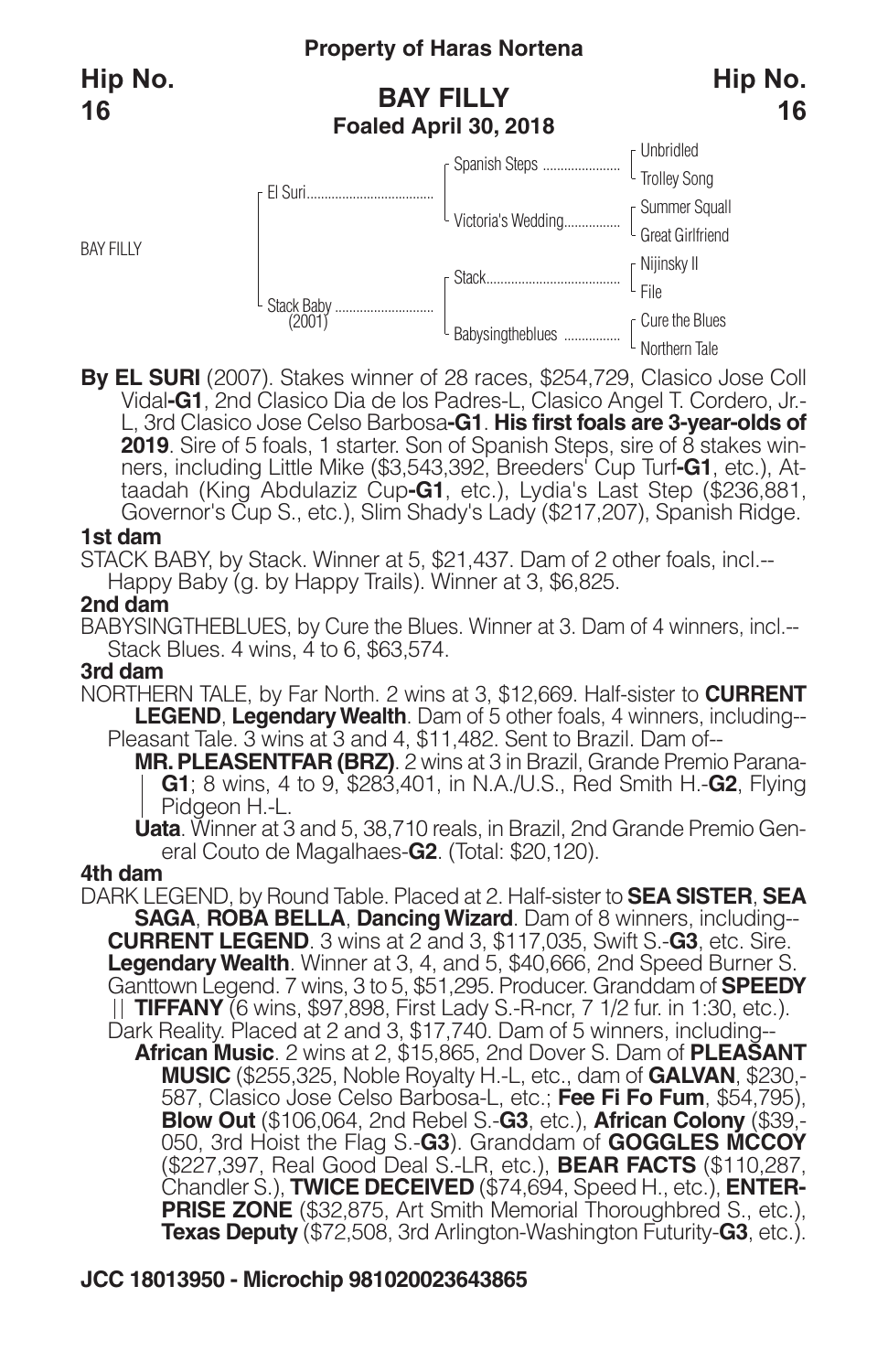**Property of Haras Nortena**

**Hip No. 16**

## BAY FILLY

**Foaled April 30, 2018**

| | | | |
|---|---|---|---|
| BAY FILLY | El Suri | Spanish Steps | Unbridled |
| | | | Trolley Song |
| | | Victoria's Wedding | Summer Squall |
| | | | Great Girlfriend |
| | Stack Baby (2001) | Stack | Nijinsky II |
| | | | File |
| | | Babysingtheblues | Cure the Blues |
| | | | Northern Tale |

**By EL SURI** (2007). Stakes winner of 28 races, $254,729, Clasico Jose Coll Vidal**-G1**, 2nd Clasico Dia de los Padres-L, Clasico Angel T. Cordero, Jr.-L, 3rd Clasico Jose Celso Barbosa**-G1**. **His first foals are 3-year-olds of 2019**. Sire of 5 foals, 1 starter. Son of Spanish Steps, sire of 8 stakes winners, including Little Mike ($3,543,392, Breeders' Cup Turf**-G1**, etc.), Attaadah (King Abdulaziz Cup**-G1**, etc.), Lydia's Last Step ($236,881, Governor's Cup S., etc.), Slim Shady's Lady ($217,207), Spanish Ridge.

### 1st dam

STACK BABY, by Stack. Winner at 5, $21,437. Dam of 2 other foals, incl.--
Happy Baby (g. by Happy Trails). Winner at 3, $6,825.

### 2nd dam

BABYSINGTHEBLUES, by Cure the Blues. Winner at 3. Dam of 4 winners, incl.--
Stack Blues. 4 wins, 4 to 6, $63,574.

### 3rd dam

NORTHERN TALE, by Far North. 2 wins at 3, $12,669. Half-sister to **CURRENT LEGEND**, **Legendary Wealth**. Dam of 5 other foals, 4 winners, including--
Pleasant Tale. 3 wins at 3 and 4, $11,482. Sent to Brazil. Dam of--
**MR. PLEASENTFAR (BRZ)**. 2 wins at 3 in Brazil, Grande Premio Parana-**G1**; 8 wins, 4 to 9, $283,401, in N.A./U.S., Red Smith H.-**G2**, Flying Pidgeon H.-L.
**Uata**. Winner at 3 and 5, 38,710 reals, in Brazil, 2nd Grande Premio General Couto de Magalhaes-**G2**. (Total: $20,120).

### 4th dam

DARK LEGEND, by Round Table. Placed at 2. Half-sister to **SEA SISTER**, **SEA SAGA**, **ROBA BELLA**, **Dancing Wizard**. Dam of 8 winners, including--
**CURRENT LEGEND**. 3 wins at 2 and 3, $117,035, Swift S.-**G3**, etc. Sire.
**Legendary Wealth**. Winner at 3, 4, and 5, $40,666, 2nd Speed Burner S.
Ganttown Legend. 7 wins, 3 to 5, $51,295. Producer. Granddam of **SPEEDY TIFFANY** (6 wins, $97,898, First Lady S.-R-ncr, 7 1/2 fur. in 1:30, etc.).
Dark Reality. Placed at 2 and 3, $17,740. Dam of 5 winners, including--
**African Music**. 2 wins at 2, $15,865, 2nd Dover S. Dam of **PLEASANT MUSIC** ($255,325, Noble Royalty H.-L, etc., dam of **GALVAN**, $230,587, Clasico Jose Celso Barbosa-L, etc.; **Fee Fi Fo Fum**, $54,795), **Blow Out** ($106,064, 2nd Rebel S.-**G3**, etc.), **African Colony** ($39,050, 3rd Hoist the Flag S.-**G3**). Granddam of **GOGGLES MCCOY** ($227,397, Real Good Deal S.-LR, etc.), **BEAR FACTS** ($110,287, Chandler S.), **TWICE DECEIVED** ($74,694, Speed H., etc.), **ENTERPRISE ZONE** ($32,875, Art Smith Memorial Thoroughbred S., etc.), **Texas Deputy** ($72,508, 3rd Arlington-Washington Futurity-**G3**, etc.).

**JCC 18013950 - Microchip 981020023643865**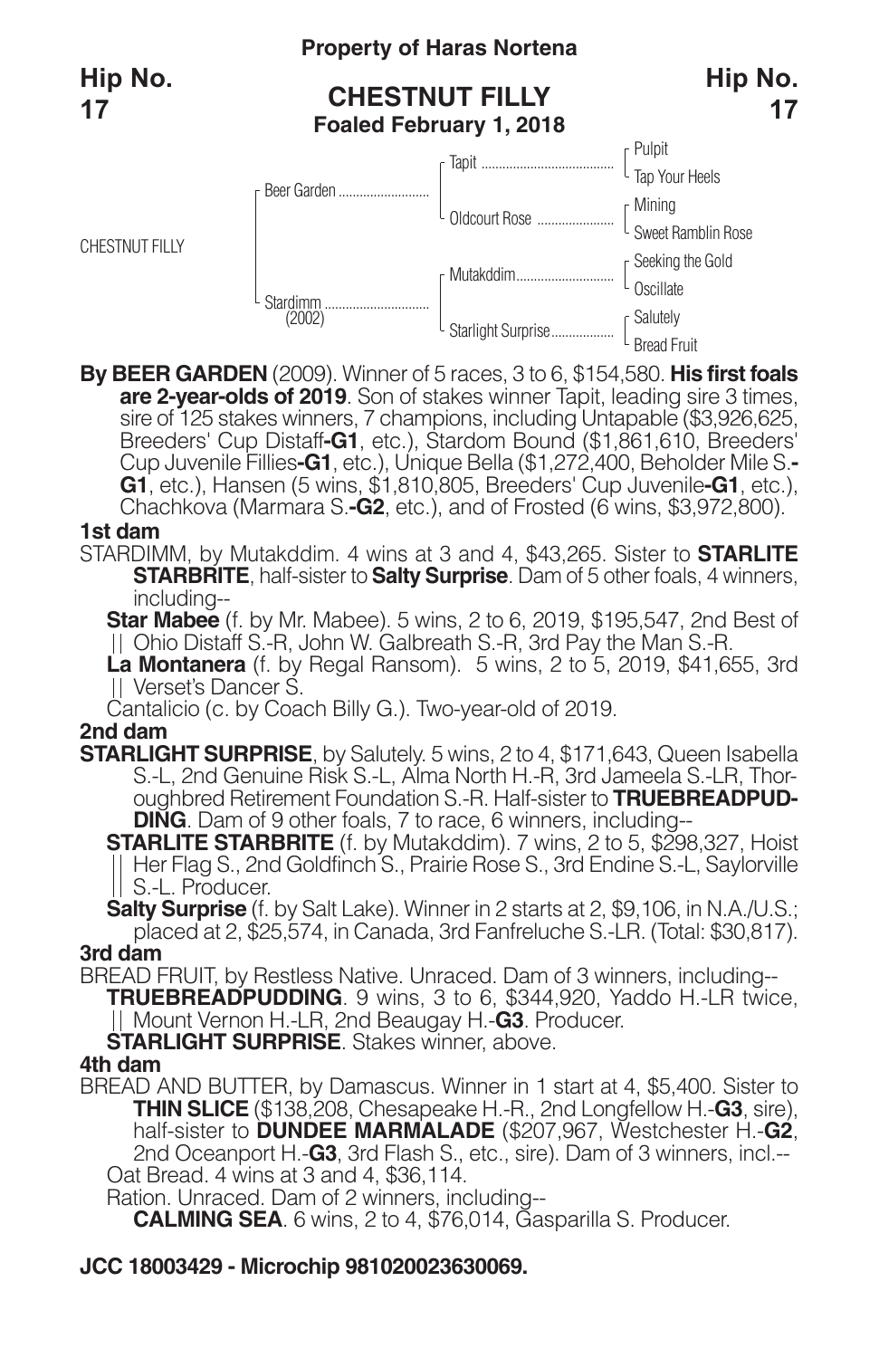**Property of Haras Nortena**

**Hip No. 17**

## CHESTNUT FILLY

**Foaled February 1, 2018**

| | | | |
|---|---|---|---|
| CHESTNUT FILLY | Beer Garden | Tapit | Pulpit |
| | | | Tap Your Heels |
| | | Oldcourt Rose | Mining |
| | | | Sweet Ramblin Rose |
| | Stardimm (2002) | Mutakddim | Seeking the Gold |
| | | | Oscillate |
| | | Starlight Surprise | Salutely |
| | | | Bread Fruit |

**By BEER GARDEN** (2009). Winner of 5 races, 3 to 6, $154,580. **His first foals are 2-year-olds of 2019**. Son of stakes winner Tapit, leading sire 3 times, sire of 125 stakes winners, 7 champions, including Untapable ($3,926,625, Breeders' Cup Distaff**-G1**, etc.), Stardom Bound ($1,861,610, Breeders' Cup Juvenile Fillies**-G1**, etc.), Unique Bella ($1,272,400, Beholder Mile S.**-G1**, etc.), Hansen (5 wins, $1,810,805, Breeders' Cup Juvenile**-G1**, etc.), Chachkova (Marmara S.**-G2**, etc.), and of Frosted (6 wins, $3,972,800).

**1st dam**

STARDIMM, by Mutakddim. 4 wins at 3 and 4, $43,265. Sister to **STARLITE STARBRITE**, half-sister to **Salty Surprise**. Dam of 5 other foals, 4 winners, including--

**Star Mabee** (f. by Mr. Mabee). 5 wins, 2 to 6, 2019, $195,547, 2nd Best of Ohio Distaff S.-R, John W. Galbreath S.-R, 3rd Pay the Man S.-R.

**La Montanera** (f. by Regal Ransom). 5 wins, 2 to 5, 2019, $41,655, 3rd Verset's Dancer S.

Cantalicio (c. by Coach Billy G.). Two-year-old of 2019.

**2nd dam**

**STARLIGHT SURPRISE**, by Salutely. 5 wins, 2 to 4, $171,643, Queen Isabella S.-L, 2nd Genuine Risk S.-L, Alma North H.-R, 3rd Jameela S.-LR, Thoroughbred Retirement Foundation S.-R. Half-sister to **TRUEBREADPUDDING**. Dam of 9 other foals, 7 to race, 6 winners, including--

**STARLITE STARBRITE** (f. by Mutakddim). 7 wins, 2 to 5, $298,327, Hoist Her Flag S., 2nd Goldfinch S., Prairie Rose S., 3rd Endine S.-L, Saylorville S.-L. Producer.

**Salty Surprise** (f. by Salt Lake). Winner in 2 starts at 2, $9,106, in N.A./U.S.; placed at 2, $25,574, in Canada, 3rd Fanfreluche S.-LR. (Total: $30,817).

**3rd dam**

BREAD FRUIT, by Restless Native. Unraced. Dam of 3 winners, including--

**TRUEBREADPUDDING**. 9 wins, 3 to 6, $344,920, Yaddo H.-LR twice, Mount Vernon H.-LR, 2nd Beaugay H.-**G3**. Producer.

**STARLIGHT SURPRISE**. Stakes winner, above.

**4th dam**

BREAD AND BUTTER, by Damascus. Winner in 1 start at 4, $5,400. Sister to **THIN SLICE** ($138,208, Chesapeake H.-R., 2nd Longfellow H.-**G3**, sire), half-sister to **DUNDEE MARMALADE** ($207,967, Westchester H.-**G2**, 2nd Oceanport H.-**G3**, 3rd Flash S., etc., sire). Dam of 3 winners, incl.--

Oat Bread. 4 wins at 3 and 4, $36,114.

Ration. Unraced. Dam of 2 winners, including--

**CALMING SEA**. 6 wins, 2 to 4, $76,014, Gasparilla S. Producer.

**JCC 18003429 - Microchip 981020023630069.**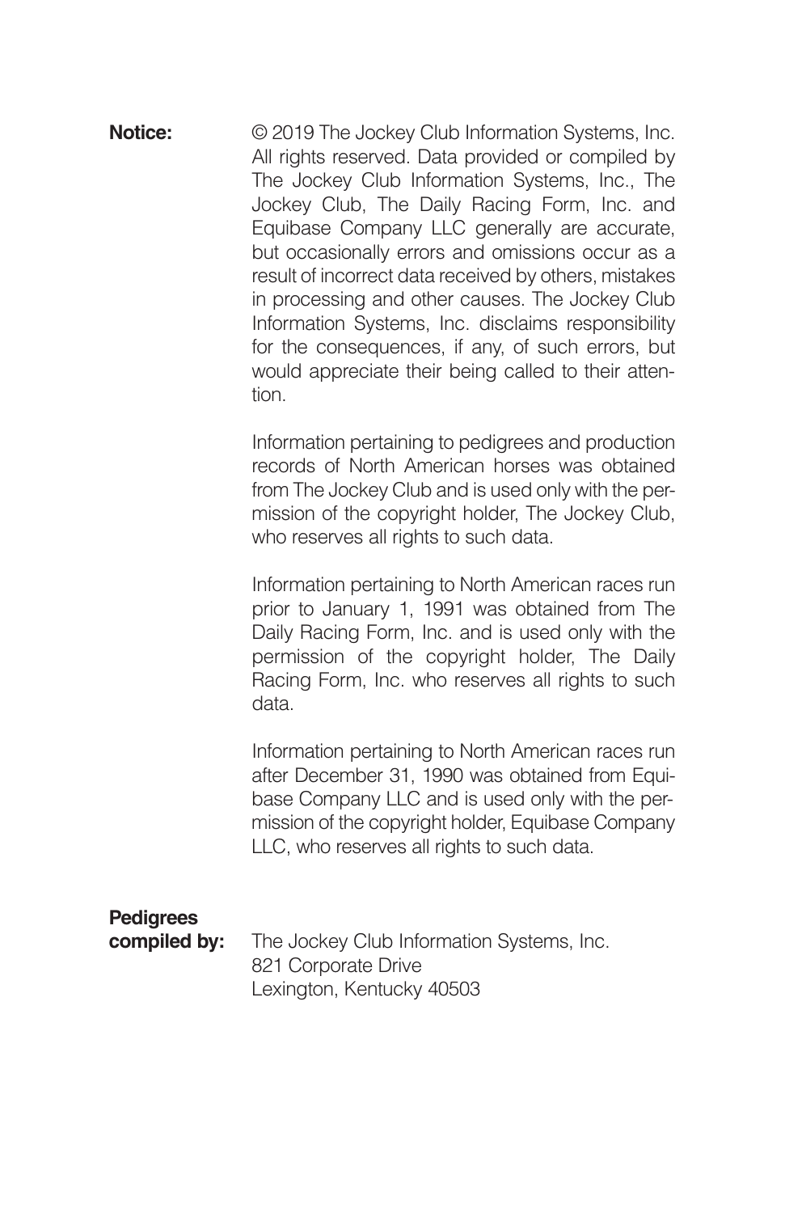**Notice:** © 2019 The Jockey Club Information Systems, Inc. All rights reserved. Data provided or compiled by The Jockey Club Information Systems, Inc., The Jockey Club, The Daily Racing Form, Inc. and Equibase Company LLC generally are accurate, but occasionally errors and omissions occur as a result of incorrect data received by others, mistakes in processing and other causes. The Jockey Club Information Systems, Inc. disclaims responsibility for the consequences, if any, of such errors, but would appreciate their being called to their attention.

Information pertaining to pedigrees and production records of North American horses was obtained from The Jockey Club and is used only with the permission of the copyright holder, The Jockey Club, who reserves all rights to such data.

Information pertaining to North American races run prior to January 1, 1991 was obtained from The Daily Racing Form, Inc. and is used only with the permission of the copyright holder, The Daily Racing Form, Inc. who reserves all rights to such data.

Information pertaining to North American races run after December 31, 1990 was obtained from Equibase Company LLC and is used only with the permission of the copyright holder, Equibase Company LLC, who reserves all rights to such data.

**Pedigrees compiled by:** The Jockey Club Information Systems, Inc.
821 Corporate Drive
Lexington, Kentucky 40503